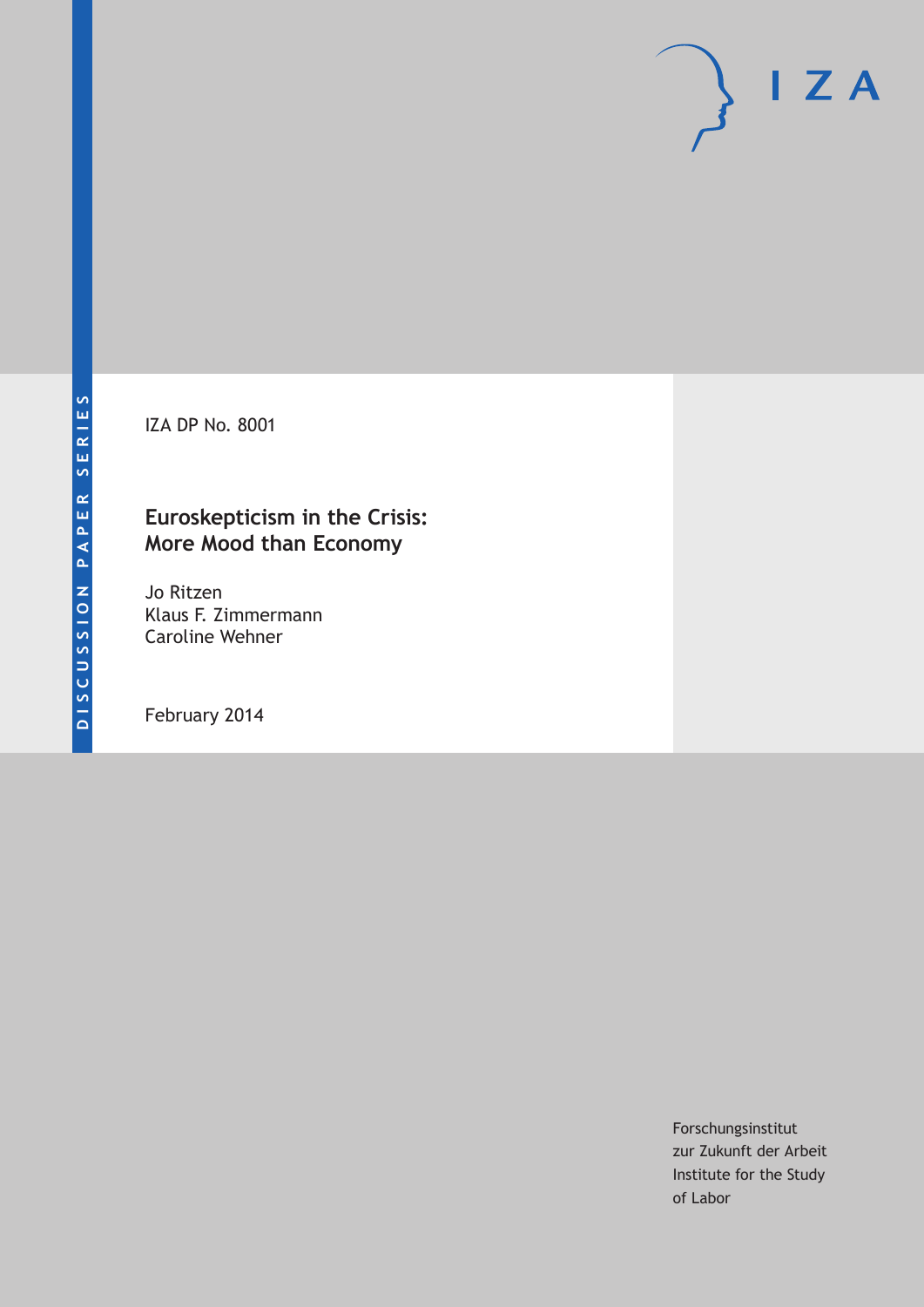DISCUSSION PAPER SERIES

IZA DP No. 8001

# Euroskepticism in the Crisis: More Mood than Economy

Jo Ritzen
Klaus F. Zimmermann
Caroline Wehner

February 2014

Forschungsinstitut
zur Zukunft der Arbeit
Institute for the Study
of Labor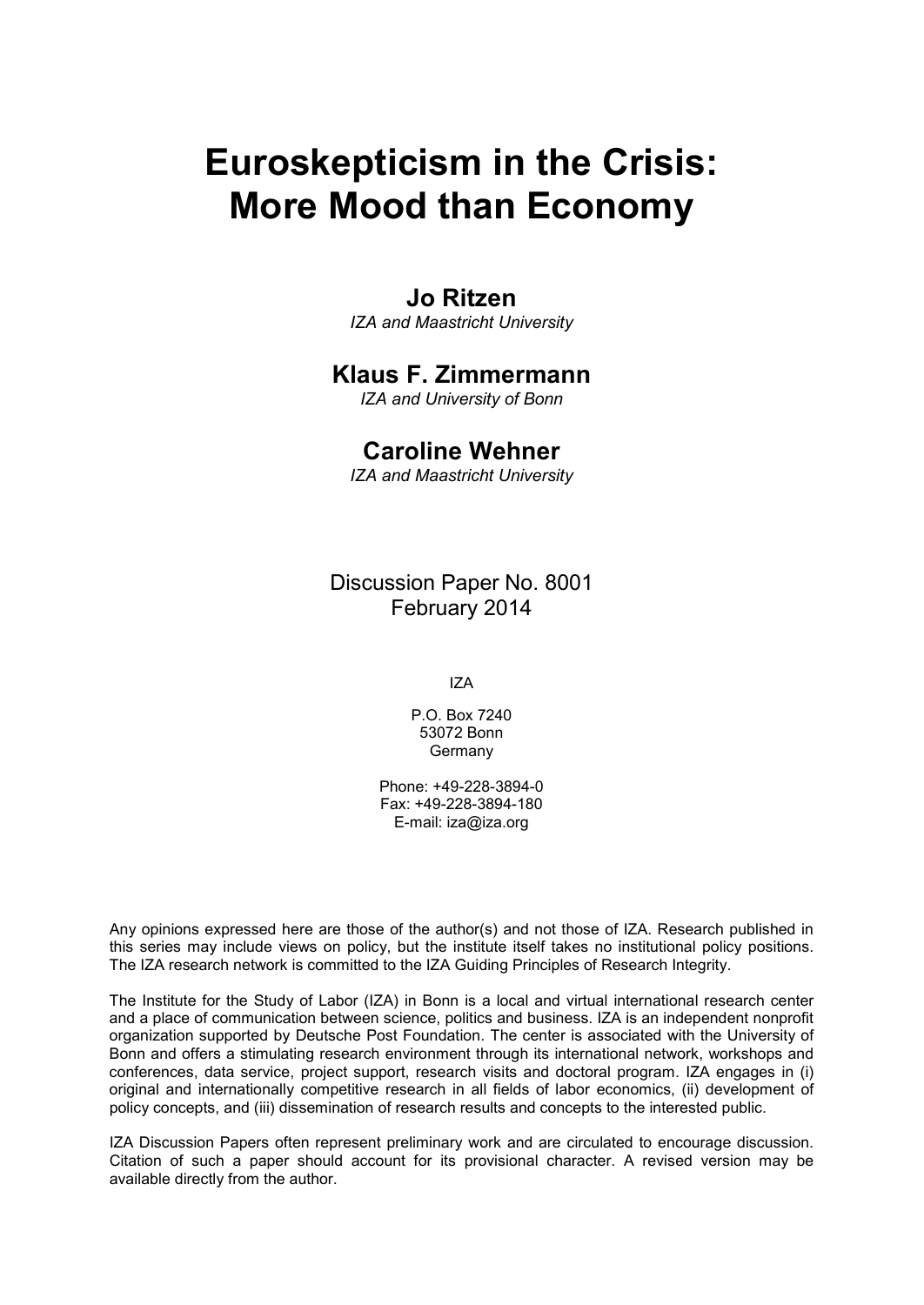# Euroskepticism in the Crisis: More Mood than Economy

**Jo Ritzen**
*IZA and Maastricht University*

**Klaus F. Zimmermann**
*IZA and University of Bonn*

**Caroline Wehner**
*IZA and Maastricht University*

Discussion Paper No. 8001
February 2014

IZA

P.O. Box 7240
53072 Bonn
Germany

Phone: +49-228-3894-0
Fax: +49-228-3894-180
E-mail: iza@iza.org

Any opinions expressed here are those of the author(s) and not those of IZA. Research published in this series may include views on policy, but the institute itself takes no institutional policy positions. The IZA research network is committed to the IZA Guiding Principles of Research Integrity.

The Institute for the Study of Labor (IZA) in Bonn is a local and virtual international research center and a place of communication between science, politics and business. IZA is an independent nonprofit organization supported by Deutsche Post Foundation. The center is associated with the University of Bonn and offers a stimulating research environment through its international network, workshops and conferences, data service, project support, research visits and doctoral program. IZA engages in (i) original and internationally competitive research in all fields of labor economics, (ii) development of policy concepts, and (iii) dissemination of research results and concepts to the interested public.

IZA Discussion Papers often represent preliminary work and are circulated to encourage discussion. Citation of such a paper should account for its provisional character. A revised version may be available directly from the author.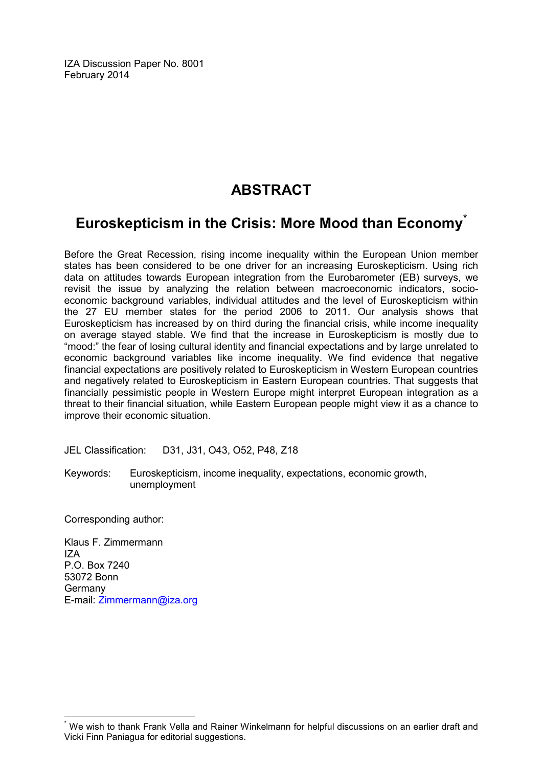IZA Discussion Paper No. 8001
February 2014

# ABSTRACT

## Euroskepticism in the Crisis: More Mood than Economy[*]

Before the Great Recession, rising income inequality within the European Union member states has been considered to be one driver for an increasing Euroskepticism. Using rich data on attitudes towards European integration from the Eurobarometer (EB) surveys, we revisit the issue by analyzing the relation between macroeconomic indicators, socio-economic background variables, individual attitudes and the level of Euroskepticism within the 27 EU member states for the period 2006 to 2011. Our analysis shows that Euroskepticism has increased by on third during the financial crisis, while income inequality on average stayed stable. We find that the increase in Euroskepticism is mostly due to "mood:" the fear of losing cultural identity and financial expectations and by large unrelated to economic background variables like income inequality. We find evidence that negative financial expectations are positively related to Euroskepticism in Western European countries and negatively related to Euroskepticism in Eastern European countries. That suggests that financially pessimistic people in Western Europe might interpret European integration as a threat to their financial situation, while Eastern European people might view it as a chance to improve their economic situation.

JEL Classification: D31, J31, O43, O52, P48, Z18

Keywords: Euroskepticism, income inequality, expectations, economic growth, unemployment

Corresponding author:

Klaus F. Zimmermann
IZA
P.O. Box 7240
53072 Bonn
Germany
E-mail: Zimmermann@iza.org

---

[*] We wish to thank Frank Vella and Rainer Winkelmann for helpful discussions on an earlier draft and Vicki Finn Paniagua for editorial suggestions.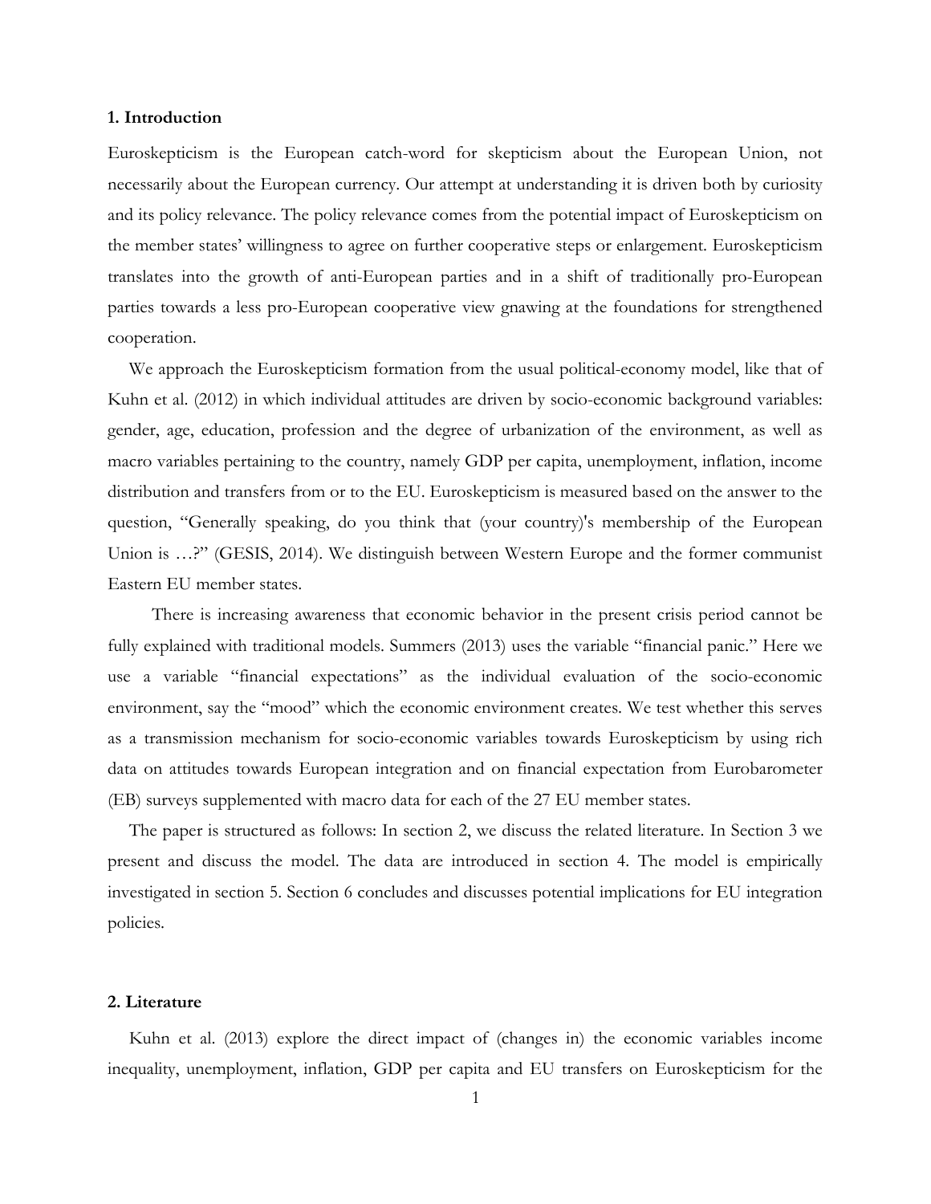## 1. Introduction

Euroskepticism is the European catch-word for skepticism about the European Union, not necessarily about the European currency. Our attempt at understanding it is driven both by curiosity and its policy relevance. The policy relevance comes from the potential impact of Euroskepticism on the member states' willingness to agree on further cooperative steps or enlargement. Euroskepticism translates into the growth of anti-European parties and in a shift of traditionally pro-European parties towards a less pro-European cooperative view gnawing at the foundations for strengthened cooperation.

We approach the Euroskepticism formation from the usual political-economy model, like that of Kuhn et al. (2012) in which individual attitudes are driven by socio-economic background variables: gender, age, education, profession and the degree of urbanization of the environment, as well as macro variables pertaining to the country, namely GDP per capita, unemployment, inflation, income distribution and transfers from or to the EU. Euroskepticism is measured based on the answer to the question, "Generally speaking, do you think that (your country)'s membership of the European Union is …?" (GESIS, 2014). We distinguish between Western Europe and the former communist Eastern EU member states.

There is increasing awareness that economic behavior in the present crisis period cannot be fully explained with traditional models. Summers (2013) uses the variable "financial panic." Here we use a variable "financial expectations" as the individual evaluation of the socio-economic environment, say the "mood" which the economic environment creates. We test whether this serves as a transmission mechanism for socio-economic variables towards Euroskepticism by using rich data on attitudes towards European integration and on financial expectation from Eurobarometer (EB) surveys supplemented with macro data for each of the 27 EU member states.

The paper is structured as follows: In section 2, we discuss the related literature. In Section 3 we present and discuss the model. The data are introduced in section 4. The model is empirically investigated in section 5. Section 6 concludes and discusses potential implications for EU integration policies.

## 2. Literature

Kuhn et al. (2013) explore the direct impact of (changes in) the economic variables income inequality, unemployment, inflation, GDP per capita and EU transfers on Euroskepticism for the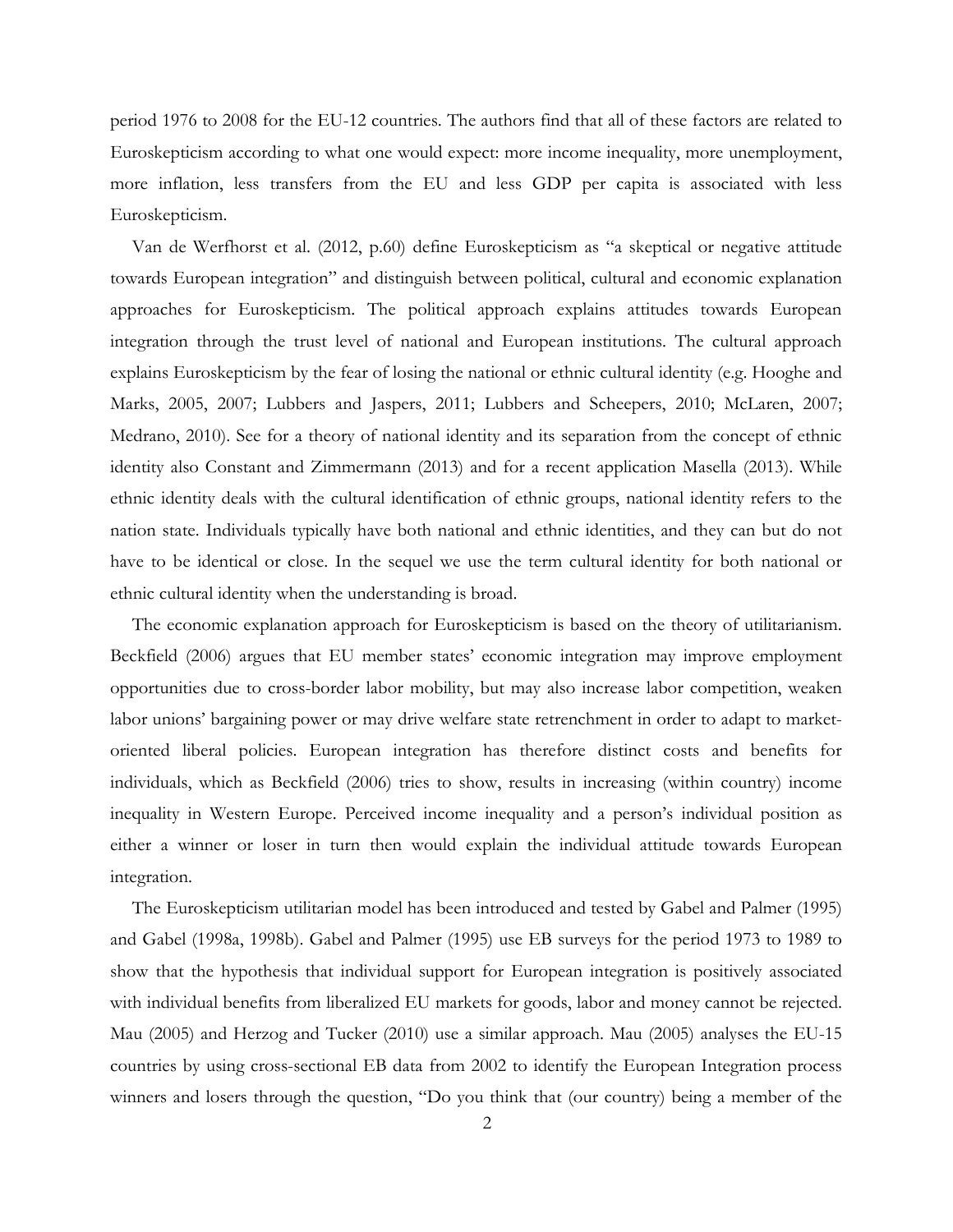period 1976 to 2008 for the EU-12 countries. The authors find that all of these factors are related to Euroskepticism according to what one would expect: more income inequality, more unemployment, more inflation, less transfers from the EU and less GDP per capita is associated with less Euroskepticism.

Van de Werfhorst et al. (2012, p.60) define Euroskepticism as "a skeptical or negative attitude towards European integration" and distinguish between political, cultural and economic explanation approaches for Euroskepticism. The political approach explains attitudes towards European integration through the trust level of national and European institutions. The cultural approach explains Euroskepticism by the fear of losing the national or ethnic cultural identity (e.g. Hooghe and Marks, 2005, 2007; Lubbers and Jaspers, 2011; Lubbers and Scheepers, 2010; McLaren, 2007; Medrano, 2010). See for a theory of national identity and its separation from the concept of ethnic identity also Constant and Zimmermann (2013) and for a recent application Masella (2013). While ethnic identity deals with the cultural identification of ethnic groups, national identity refers to the nation state. Individuals typically have both national and ethnic identities, and they can but do not have to be identical or close. In the sequel we use the term cultural identity for both national or ethnic cultural identity when the understanding is broad.

The economic explanation approach for Euroskepticism is based on the theory of utilitarianism. Beckfield (2006) argues that EU member states' economic integration may improve employment opportunities due to cross-border labor mobility, but may also increase labor competition, weaken labor unions' bargaining power or may drive welfare state retrenchment in order to adapt to market-oriented liberal policies. European integration has therefore distinct costs and benefits for individuals, which as Beckfield (2006) tries to show, results in increasing (within country) income inequality in Western Europe. Perceived income inequality and a person's individual position as either a winner or loser in turn then would explain the individual attitude towards European integration.

The Euroskepticism utilitarian model has been introduced and tested by Gabel and Palmer (1995) and Gabel (1998a, 1998b). Gabel and Palmer (1995) use EB surveys for the period 1973 to 1989 to show that the hypothesis that individual support for European integration is positively associated with individual benefits from liberalized EU markets for goods, labor and money cannot be rejected. Mau (2005) and Herzog and Tucker (2010) use a similar approach. Mau (2005) analyses the EU-15 countries by using cross-sectional EB data from 2002 to identify the European Integration process winners and losers through the question, "Do you think that (our country) being a member of the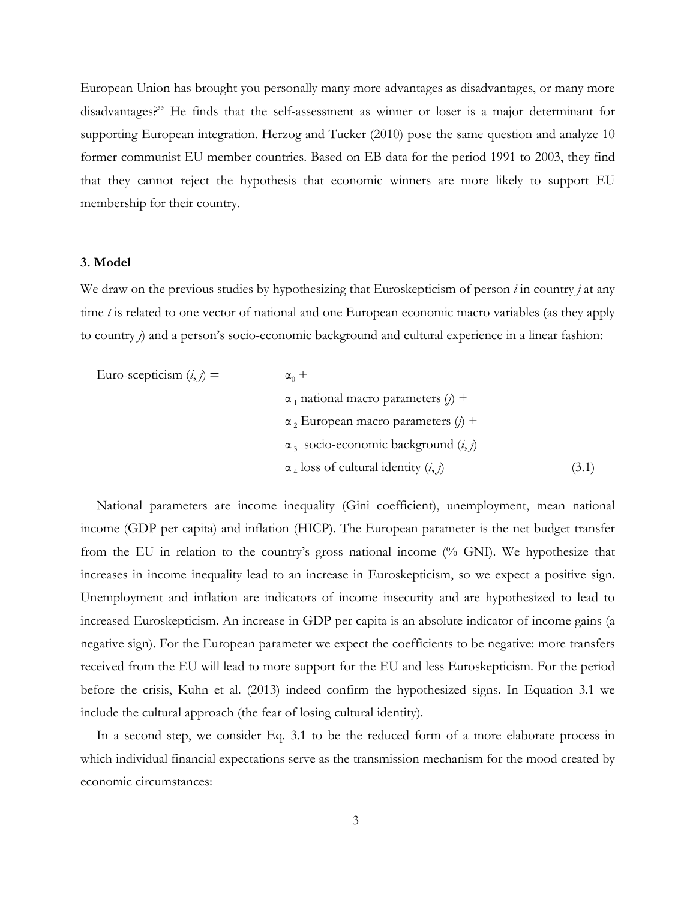European Union has brought you personally many more advantages as disadvantages, or many more disadvantages?" He finds that the self-assessment as winner or loser is a major determinant for supporting European integration. Herzog and Tucker (2010) pose the same question and analyze 10 former communist EU member countries. Based on EB data for the period 1991 to 2003, they find that they cannot reject the hypothesis that economic winners are more likely to support EU membership for their country.

### 3. Model

We draw on the previous studies by hypothesizing that Euroskepticism of person *i* in country *j* at any time *t* is related to one vector of national and one European economic macro variables (as they apply to country *j*) and a person's socio-economic background and cultural experience in a linear fashion:

$$
\begin{aligned}
\text{Euro-scepticism } (i, j) = \quad & \alpha_0 + \\
& \alpha_1 \text{ national macro parameters } (j) + \\
& \alpha_2 \text{ European macro parameters } (j) + \\
& \alpha_3 \text{ socio-economic background } (i, j) \\
& \alpha_4 \text{ loss of cultural identity } (i, j) \qquad (3.1)
\end{aligned}
$$

National parameters are income inequality (Gini coefficient), unemployment, mean national income (GDP per capita) and inflation (HICP). The European parameter is the net budget transfer from the EU in relation to the country's gross national income (% GNI). We hypothesize that increases in income inequality lead to an increase in Euroskepticism, so we expect a positive sign. Unemployment and inflation are indicators of income insecurity and are hypothesized to lead to increased Euroskepticism. An increase in GDP per capita is an absolute indicator of income gains (a negative sign). For the European parameter we expect the coefficients to be negative: more transfers received from the EU will lead to more support for the EU and less Euroskepticism. For the period before the crisis, Kuhn et al. (2013) indeed confirm the hypothesized signs. In Equation 3.1 we include the cultural approach (the fear of losing cultural identity).

In a second step, we consider Eq. 3.1 to be the reduced form of a more elaborate process in which individual financial expectations serve as the transmission mechanism for the mood created by economic circumstances: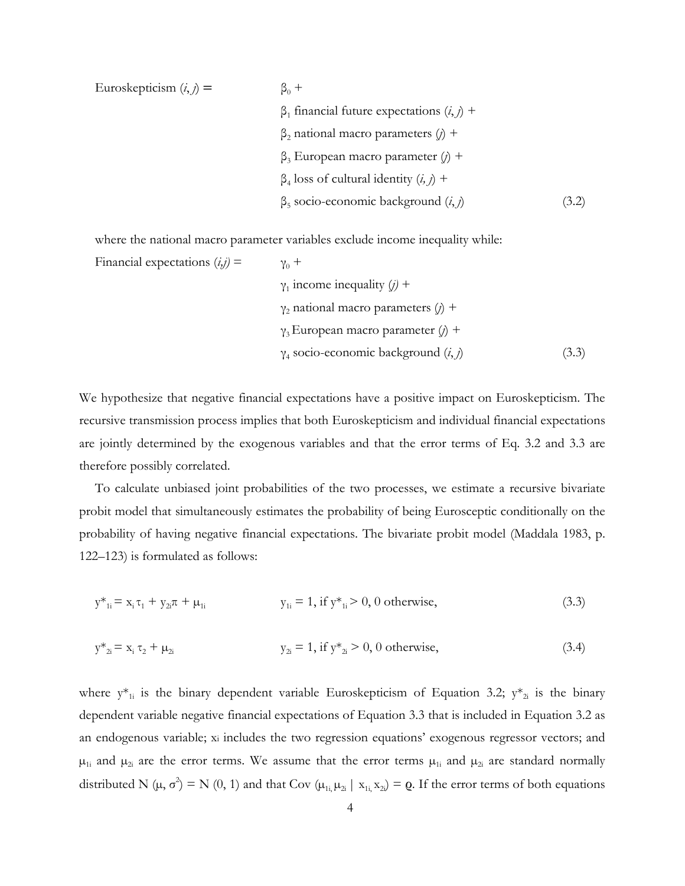$$
\begin{aligned}
\text{Euroskepticism } (i, j) = \quad & \beta_0 + \\
& \beta_1 \text{ financial future expectations } (i, j) + \\
& \beta_2 \text{ national macro parameters } (j) + \\
& \beta_3 \text{ European macro parameter } (j) + \\
& \beta_4 \text{ loss of cultural identity } (i, j) + \\
& \beta_5 \text{ socio-economic background } (i, j)
\end{aligned} \tag{3.2}
$$

where the national macro parameter variables exclude income inequality while:

$$
\begin{aligned}
\text{Financial expectations } (i,j) = \quad & \gamma_0 + \\
& \gamma_1 \text{ income inequality } (j) + \\
& \gamma_2 \text{ national macro parameters } (j) + \\
& \gamma_3 \text{ European macro parameter } (j) + \\
& \gamma_4 \text{ socio-economic background } (i, j)
\end{aligned} \tag{3.3}
$$

We hypothesize that negative financial expectations have a positive impact on Euroskepticism. The recursive transmission process implies that both Euroskepticism and individual financial expectations are jointly determined by the exogenous variables and that the error terms of Eq. 3.2 and 3.3 are therefore possibly correlated.

To calculate unbiased joint probabilities of the two processes, we estimate a recursive bivariate probit model that simultaneously estimates the probability of being Eurosceptic conditionally on the probability of having negative financial expectations. The bivariate probit model (Maddala 1983, p. 122–123) is formulated as follows:

$$
y^*_{1i} = x_i \tau_1 + y_{2i}\pi + \mu_{1i} \qquad y_{1i} = 1, \text{ if } y^*_{1i} > 0, \text{ 0 otherwise,} \tag{3.3}
$$

$$
y^*_{2i} = x_i \tau_2 + \mu_{2i} \qquad y_{2i} = 1, \text{ if } y^*_{2i} > 0, \text{ 0 otherwise,} \tag{3.4}
$$

where $y^*_{1i}$ is the binary dependent variable Euroskepticism of Equation 3.2; $y^*_{2i}$ is the binary dependent variable negative financial expectations of Equation 3.3 that is included in Equation 3.2 as an endogenous variable; $x_i$ includes the two regression equations' exogenous regressor vectors; and $\mu_{1i}$ and $\mu_{2i}$ are the error terms. We assume that the error terms $\mu_{1i}$ and $\mu_{2i}$ are standard normally distributed $N(\mu, \sigma^2) = N(0, 1)$ and that $Cov(\mu_{1i,} \mu_{2i} \mid x_{1i,} x_{2i}) = \varrho$. If the error terms of both equations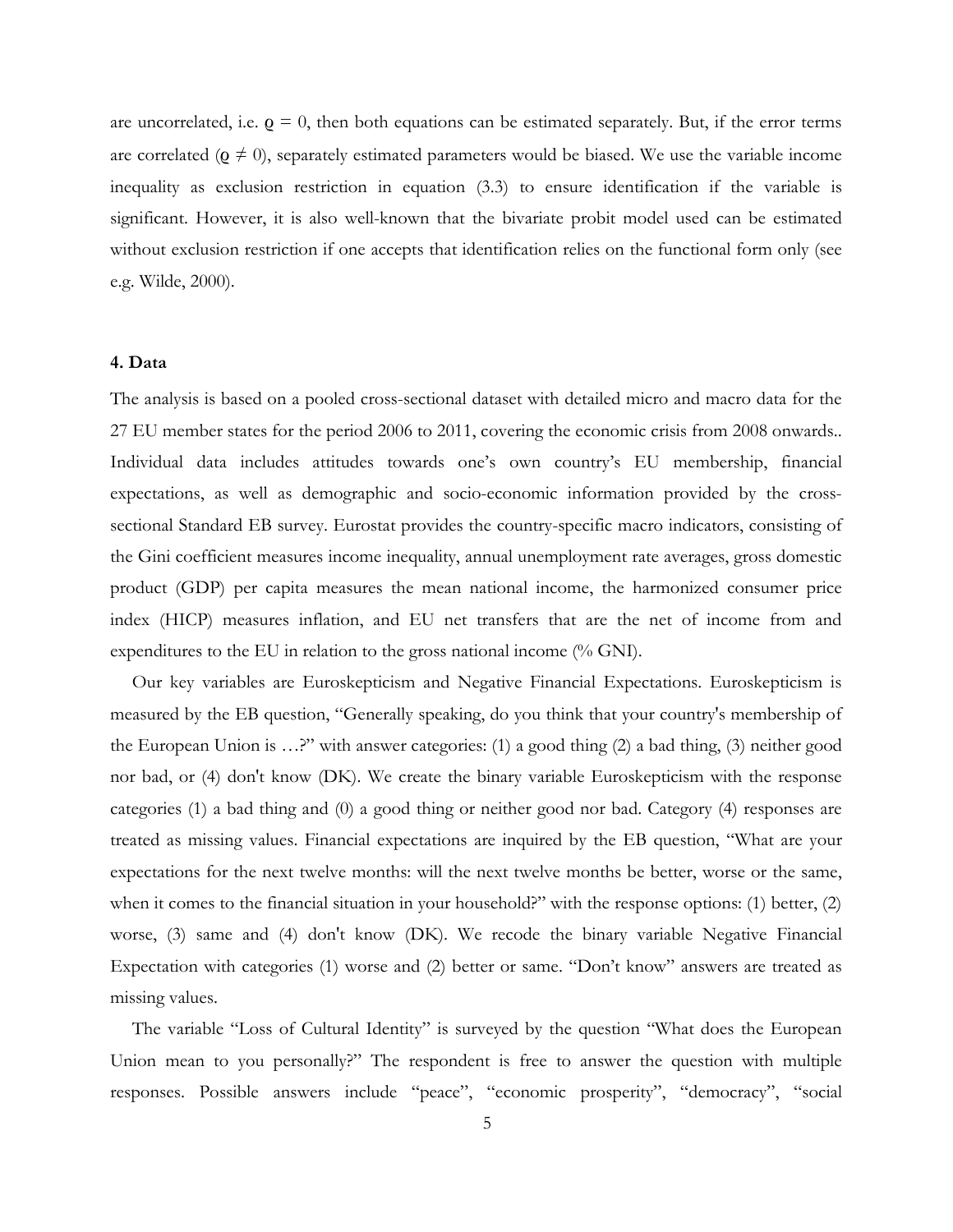are uncorrelated, i.e. $\varrho = 0$, then both equations can be estimated separately. But, if the error terms are correlated ($\varrho \neq 0$), separately estimated parameters would be biased. We use the variable income inequality as exclusion restriction in equation (3.3) to ensure identification if the variable is significant. However, it is also well-known that the bivariate probit model used can be estimated without exclusion restriction if one accepts that identification relies on the functional form only (see e.g. Wilde, 2000).

## 4. Data

The analysis is based on a pooled cross-sectional dataset with detailed micro and macro data for the 27 EU member states for the period 2006 to 2011, covering the economic crisis from 2008 onwards.. Individual data includes attitudes towards one's own country's EU membership, financial expectations, as well as demographic and socio-economic information provided by the cross-sectional Standard EB survey. Eurostat provides the country-specific macro indicators, consisting of the Gini coefficient measures income inequality, annual unemployment rate averages, gross domestic product (GDP) per capita measures the mean national income, the harmonized consumer price index (HICP) measures inflation, and EU net transfers that are the net of income from and expenditures to the EU in relation to the gross national income (% GNI).

Our key variables are Euroskepticism and Negative Financial Expectations. Euroskepticism is measured by the EB question, "Generally speaking, do you think that your country's membership of the European Union is …?" with answer categories: (1) a good thing (2) a bad thing, (3) neither good nor bad, or (4) don't know (DK). We create the binary variable Euroskepticism with the response categories (1) a bad thing and (0) a good thing or neither good nor bad. Category (4) responses are treated as missing values. Financial expectations are inquired by the EB question, "What are your expectations for the next twelve months: will the next twelve months be better, worse or the same, when it comes to the financial situation in your household?" with the response options: (1) better, (2) worse, (3) same and (4) don't know (DK). We recode the binary variable Negative Financial Expectation with categories (1) worse and (2) better or same. "Don't know" answers are treated as missing values.

The variable "Loss of Cultural Identity" is surveyed by the question "What does the European Union mean to you personally?" The respondent is free to answer the question with multiple responses. Possible answers include "peace", "economic prosperity", "democracy", "social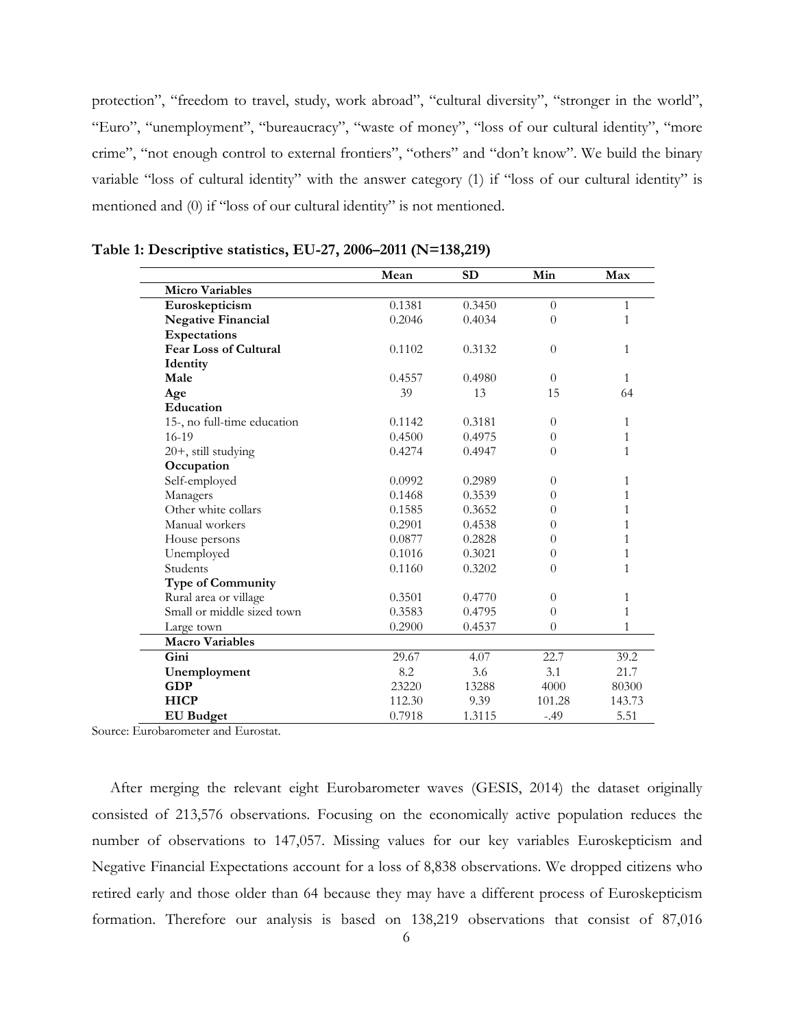protection", "freedom to travel, study, work abroad", "cultural diversity", "stronger in the world", "Euro", "unemployment", "bureaucracy", "waste of money", "loss of our cultural identity", "more crime", "not enough control to external frontiers", "others" and "don't know". We build the binary variable "loss of cultural identity" with the answer category (1) if "loss of our cultural identity" is mentioned and (0) if "loss of our cultural identity" is not mentioned.

**Table 1: Descriptive statistics, EU-27, 2006–2011 (N=138,219)**

| | Mean | SD | Min | Max |
|---|---|---|---|---|
| **Micro Variables** | | | | |
| **Euroskepticism** | 0.1381 | 0.3450 | 0 | 1 |
| **Negative Financial Expectations** | 0.2046 | 0.4034 | 0 | 1 |
| **Fear Loss of Cultural Identity** | 0.1102 | 0.3132 | 0 | 1 |
| **Male** | 0.4557 | 0.4980 | 0 | 1 |
| **Age** | 39 | 13 | 15 | 64 |
| **Education** | | | | |
| 15-, no full-time education | 0.1142 | 0.3181 | 0 | 1 |
| 16-19 | 0.4500 | 0.4975 | 0 | 1 |
| 20+, still studying | 0.4274 | 0.4947 | 0 | 1 |
| **Occupation** | | | | |
| Self-employed | 0.0992 | 0.2989 | 0 | 1 |
| Managers | 0.1468 | 0.3539 | 0 | 1 |
| Other white collars | 0.1585 | 0.3652 | 0 | 1 |
| Manual workers | 0.2901 | 0.4538 | 0 | 1 |
| House persons | 0.0877 | 0.2828 | 0 | 1 |
| Unemployed | 0.1016 | 0.3021 | 0 | 1 |
| Students | 0.1160 | 0.3202 | 0 | 1 |
| **Type of Community** | | | | |
| Rural area or village | 0.3501 | 0.4770 | 0 | 1 |
| Small or middle sized town | 0.3583 | 0.4795 | 0 | 1 |
| Large town | 0.2900 | 0.4537 | 0 | 1 |
| **Macro Variables** | | | | |
| **Gini** | 29.67 | 4.07 | 22.7 | 39.2 |
| **Unemployment** | 8.2 | 3.6 | 3.1 | 21.7 |
| **GDP** | 23220 | 13288 | 4000 | 80300 |
| **HICP** | 112.30 | 9.39 | 101.28 | 143.73 |
| **EU Budget** | 0.7918 | 1.3115 | -.49 | 5.51 |

Source: Eurobarometer and Eurostat.

After merging the relevant eight Eurobarometer waves (GESIS, 2014) the dataset originally consisted of 213,576 observations. Focusing on the economically active population reduces the number of observations to 147,057. Missing values for our key variables Euroskepticism and Negative Financial Expectations account for a loss of 8,838 observations. We dropped citizens who retired early and those older than 64 because they may have a different process of Euroskepticism formation. Therefore our analysis is based on 138,219 observations that consist of 87,016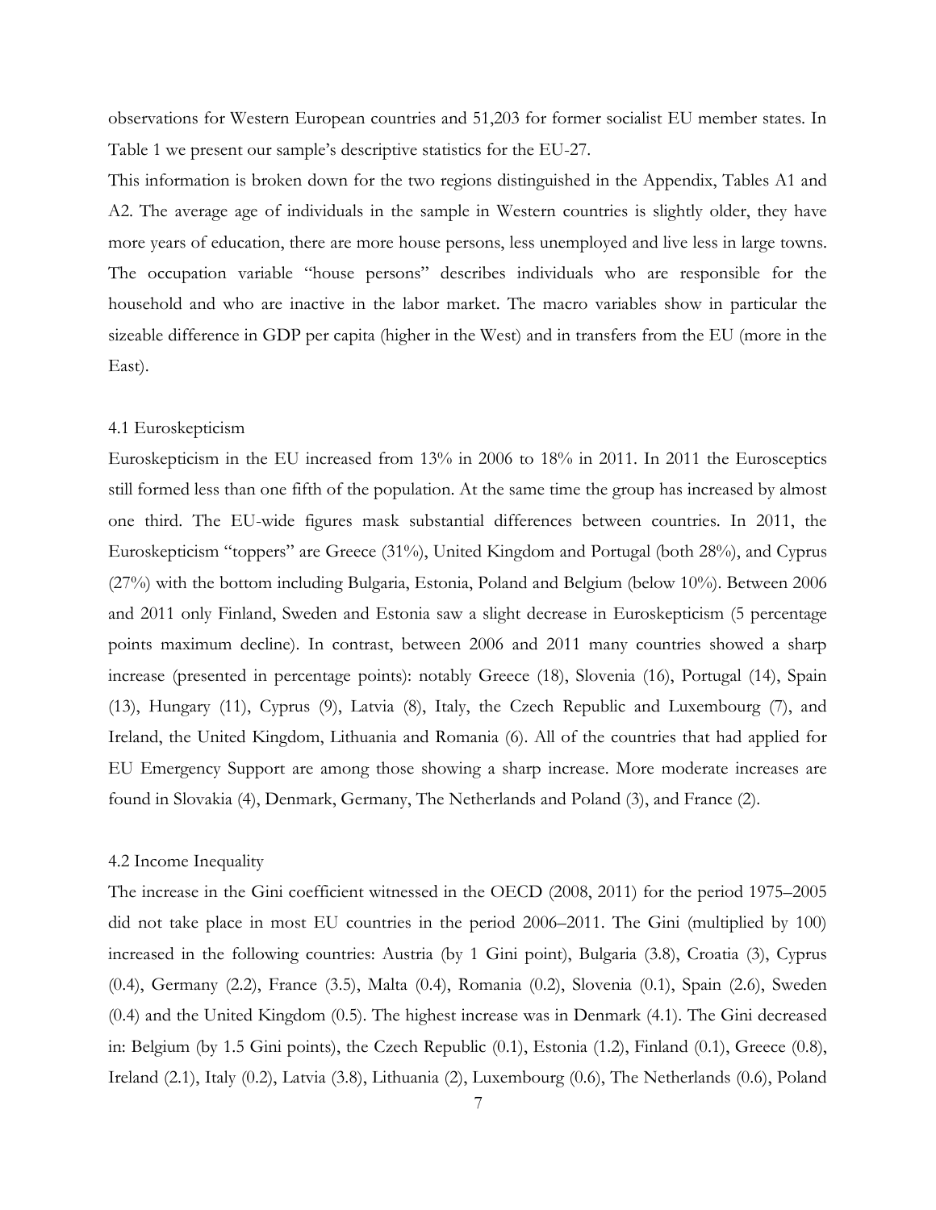observations for Western European countries and 51,203 for former socialist EU member states. In Table 1 we present our sample's descriptive statistics for the EU-27.

This information is broken down for the two regions distinguished in the Appendix, Tables A1 and A2. The average age of individuals in the sample in Western countries is slightly older, they have more years of education, there are more house persons, less unemployed and live less in large towns. The occupation variable "house persons" describes individuals who are responsible for the household and who are inactive in the labor market. The macro variables show in particular the sizeable difference in GDP per capita (higher in the West) and in transfers from the EU (more in the East).

### 4.1 Euroskepticism

Euroskepticism in the EU increased from 13% in 2006 to 18% in 2011. In 2011 the Eurosceptics still formed less than one fifth of the population. At the same time the group has increased by almost one third. The EU-wide figures mask substantial differences between countries. In 2011, the Euroskepticism "toppers" are Greece (31%), United Kingdom and Portugal (both 28%), and Cyprus (27%) with the bottom including Bulgaria, Estonia, Poland and Belgium (below 10%). Between 2006 and 2011 only Finland, Sweden and Estonia saw a slight decrease in Euroskepticism (5 percentage points maximum decline). In contrast, between 2006 and 2011 many countries showed a sharp increase (presented in percentage points): notably Greece (18), Slovenia (16), Portugal (14), Spain (13), Hungary (11), Cyprus (9), Latvia (8), Italy, the Czech Republic and Luxembourg (7), and Ireland, the United Kingdom, Lithuania and Romania (6). All of the countries that had applied for EU Emergency Support are among those showing a sharp increase. More moderate increases are found in Slovakia (4), Denmark, Germany, The Netherlands and Poland (3), and France (2).

### 4.2 Income Inequality

The increase in the Gini coefficient witnessed in the OECD (2008, 2011) for the period 1975–2005 did not take place in most EU countries in the period 2006–2011. The Gini (multiplied by 100) increased in the following countries: Austria (by 1 Gini point), Bulgaria (3.8), Croatia (3), Cyprus (0.4), Germany (2.2), France (3.5), Malta (0.4), Romania (0.2), Slovenia (0.1), Spain (2.6), Sweden (0.4) and the United Kingdom (0.5). The highest increase was in Denmark (4.1). The Gini decreased in: Belgium (by 1.5 Gini points), the Czech Republic (0.1), Estonia (1.2), Finland (0.1), Greece (0.8), Ireland (2.1), Italy (0.2), Latvia (3.8), Lithuania (2), Luxembourg (0.6), The Netherlands (0.6), Poland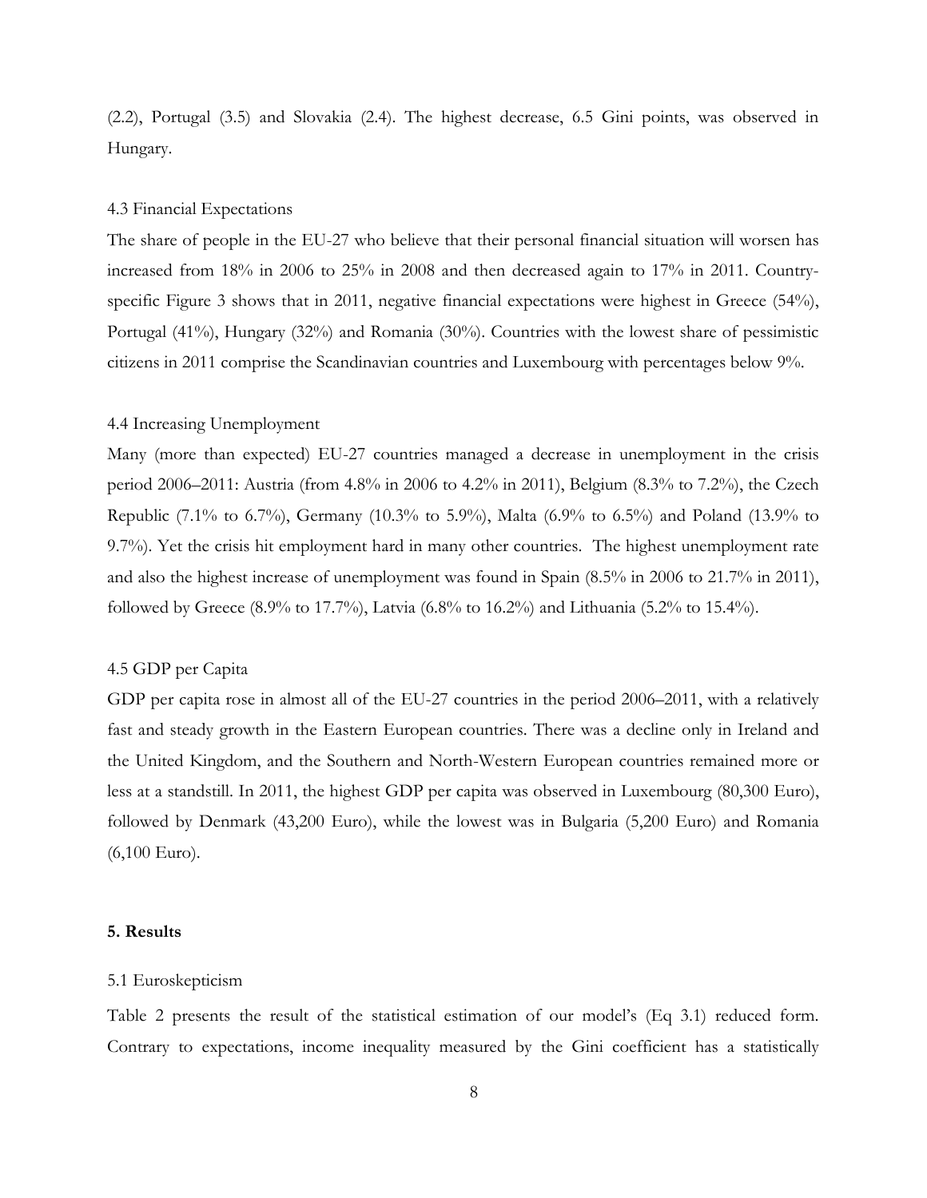(2.2), Portugal (3.5) and Slovakia (2.4). The highest decrease, 6.5 Gini points, was observed in Hungary.

### 4.3 Financial Expectations

The share of people in the EU-27 who believe that their personal financial situation will worsen has increased from 18% in 2006 to 25% in 2008 and then decreased again to 17% in 2011. Country-specific Figure 3 shows that in 2011, negative financial expectations were highest in Greece (54%), Portugal (41%), Hungary (32%) and Romania (30%). Countries with the lowest share of pessimistic citizens in 2011 comprise the Scandinavian countries and Luxembourg with percentages below 9%.

### 4.4 Increasing Unemployment

Many (more than expected) EU-27 countries managed a decrease in unemployment in the crisis period 2006–2011: Austria (from 4.8% in 2006 to 4.2% in 2011), Belgium (8.3% to 7.2%), the Czech Republic (7.1% to 6.7%), Germany (10.3% to 5.9%), Malta (6.9% to 6.5%) and Poland (13.9% to 9.7%). Yet the crisis hit employment hard in many other countries. The highest unemployment rate and also the highest increase of unemployment was found in Spain (8.5% in 2006 to 21.7% in 2011), followed by Greece (8.9% to 17.7%), Latvia (6.8% to 16.2%) and Lithuania (5.2% to 15.4%).

### 4.5 GDP per Capita

GDP per capita rose in almost all of the EU-27 countries in the period 2006–2011, with a relatively fast and steady growth in the Eastern European countries. There was a decline only in Ireland and the United Kingdom, and the Southern and North-Western European countries remained more or less at a standstill. In 2011, the highest GDP per capita was observed in Luxembourg (80,300 Euro), followed by Denmark (43,200 Euro), while the lowest was in Bulgaria (5,200 Euro) and Romania (6,100 Euro).

## 5. Results

### 5.1 Euroskepticism

Table 2 presents the result of the statistical estimation of our model's (Eq 3.1) reduced form. Contrary to expectations, income inequality measured by the Gini coefficient has a statistically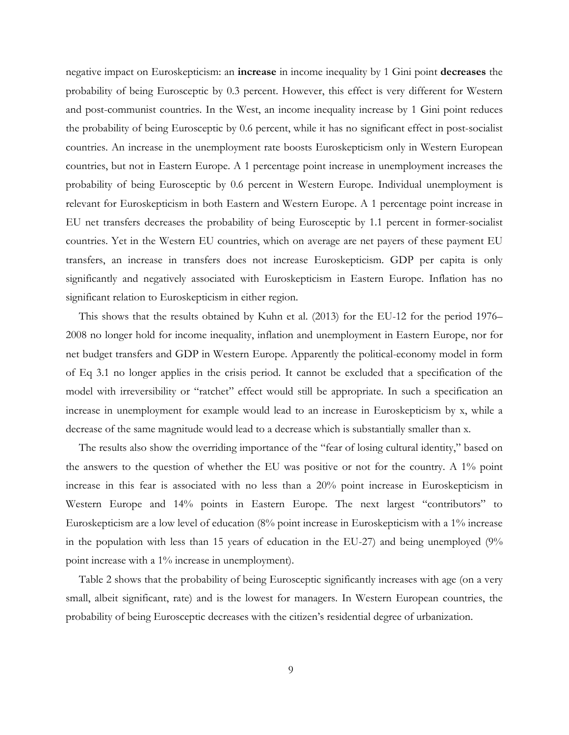negative impact on Euroskepticism: an **increase** in income inequality by 1 Gini point **decreases** the probability of being Eurosceptic by 0.3 percent. However, this effect is very different for Western and post-communist countries. In the West, an income inequality increase by 1 Gini point reduces the probability of being Eurosceptic by 0.6 percent, while it has no significant effect in post-socialist countries. An increase in the unemployment rate boosts Euroskepticism only in Western European countries, but not in Eastern Europe. A 1 percentage point increase in unemployment increases the probability of being Eurosceptic by 0.6 percent in Western Europe. Individual unemployment is relevant for Euroskepticism in both Eastern and Western Europe. A 1 percentage point increase in EU net transfers decreases the probability of being Eurosceptic by 1.1 percent in former-socialist countries. Yet in the Western EU countries, which on average are net payers of these payment EU transfers, an increase in transfers does not increase Euroskepticism. GDP per capita is only significantly and negatively associated with Euroskepticism in Eastern Europe. Inflation has no significant relation to Euroskepticism in either region.

This shows that the results obtained by Kuhn et al. (2013) for the EU-12 for the period 1976–2008 no longer hold for income inequality, inflation and unemployment in Eastern Europe, nor for net budget transfers and GDP in Western Europe. Apparently the political-economy model in form of Eq 3.1 no longer applies in the crisis period. It cannot be excluded that a specification of the model with irreversibility or "ratchet" effect would still be appropriate. In such a specification an increase in unemployment for example would lead to an increase in Euroskepticism by x, while a decrease of the same magnitude would lead to a decrease which is substantially smaller than x.

The results also show the overriding importance of the "fear of losing cultural identity," based on the answers to the question of whether the EU was positive or not for the country. A 1% point increase in this fear is associated with no less than a 20% point increase in Euroskepticism in Western Europe and 14% points in Eastern Europe. The next largest "contributors" to Euroskepticism are a low level of education (8% point increase in Euroskepticism with a 1% increase in the population with less than 15 years of education in the EU-27) and being unemployed (9% point increase with a 1% increase in unemployment).

Table 2 shows that the probability of being Eurosceptic significantly increases with age (on a very small, albeit significant, rate) and is the lowest for managers. In Western European countries, the probability of being Eurosceptic decreases with the citizen's residential degree of urbanization.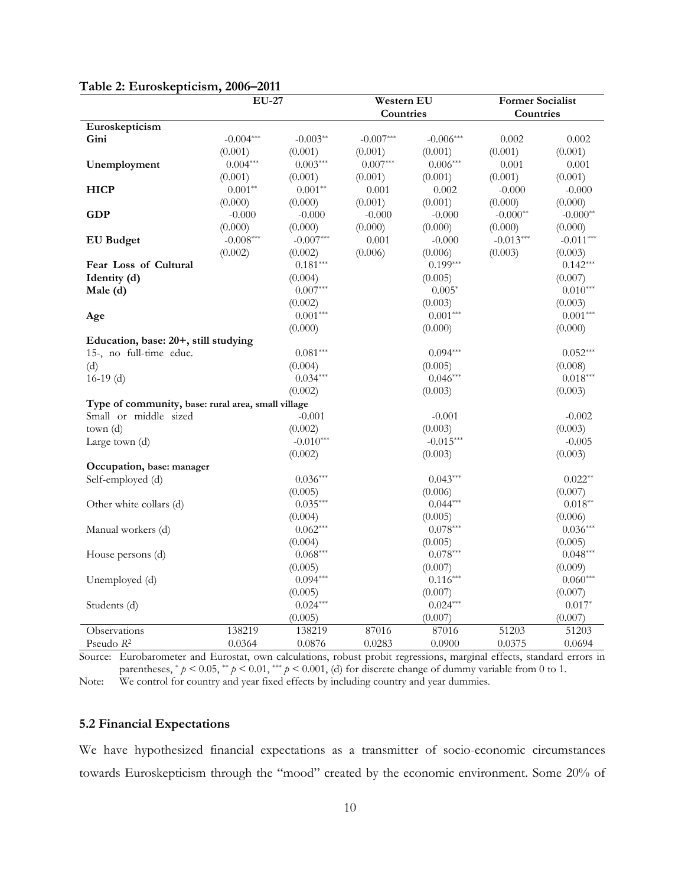**Table 2: Euroskepticism, 2006–2011**

| | EU-27 | | Western EU Countries | | Former Socialist Countries | |
|---|---|---|---|---|---|---|
| **Euroskepticism** | | | | | | |
| **Gini** | -0.004*** | -0.003** | -0.007*** | -0.006*** | 0.002 | 0.002 |
| | (0.001) | (0.001) | (0.001) | (0.001) | (0.001) | (0.001) |
| **Unemployment** | 0.004*** | 0.003*** | 0.007*** | 0.006*** | 0.001 | 0.001 |
| | (0.001) | (0.001) | (0.001) | (0.001) | (0.001) | (0.001) |
| **HICP** | 0.001** | 0.001** | 0.001 | 0.002 | -0.000 | -0.000 |
| | (0.000) | (0.000) | (0.001) | (0.001) | (0.000) | (0.000) |
| **GDP** | -0.000 | -0.000 | -0.000 | -0.000 | -0.000** | -0.000** |
| | (0.000) | (0.000) | (0.000) | (0.000) | (0.000) | (0.000) |
| **EU Budget** | -0.008*** | -0.007*** | 0.001 | -0.000 | -0.013*** | -0.011*** |
| | (0.002) | (0.002) | (0.006) | (0.006) | (0.003) | (0.003) |
| **Fear Loss of Cultural Identity (d)** | | 0.181*** | | 0.199*** | | 0.142*** |
| | | (0.004) | | (0.005) | | (0.007) |
| **Male (d)** | | 0.007*** | | 0.005* | | 0.010*** |
| | | (0.002) | | (0.003) | | (0.003) |
| **Age** | | 0.001*** | | 0.001*** | | 0.001*** |
| | | (0.000) | | (0.000) | | (0.000) |
| **Education, base: 20+, still studying** | | | | | | |
| 15-, no full-time educ. (d) | | 0.081*** | | 0.094*** | | 0.052*** |
| | | (0.004) | | (0.005) | | (0.008) |
| 16-19 (d) | | 0.034*** | | 0.046*** | | 0.018*** |
| | | (0.002) | | (0.003) | | (0.003) |
| **Type of community,** base: rural area, small village | | | | | | |
| Small or middle sized town (d) | | -0.001 | | -0.001 | | -0.002 |
| | | (0.002) | | (0.003) | | (0.003) |
| Large town (d) | | -0.010*** | | -0.015*** | | -0.005 |
| | | (0.002) | | (0.003) | | (0.003) |
| **Occupation,** base: manager | | | | | | |
| Self-employed (d) | | 0.036*** | | 0.043*** | | 0.022** |
| | | (0.005) | | (0.006) | | (0.007) |
| Other white collars (d) | | 0.035*** | | 0.044*** | | 0.018** |
| | | (0.004) | | (0.005) | | (0.006) |
| Manual workers (d) | | 0.062*** | | 0.078*** | | 0.036*** |
| | | (0.004) | | (0.005) | | (0.005) |
| House persons (d) | | 0.068*** | | 0.078*** | | 0.048*** |
| | | (0.005) | | (0.007) | | (0.009) |
| Unemployed (d) | | 0.094*** | | 0.116*** | | 0.060*** |
| | | (0.005) | | (0.007) | | (0.007) |
| Students (d) | | 0.024*** | | 0.024*** | | 0.017* |
| | | (0.005) | | (0.007) | | (0.007) |
| Observations | 138219 | 138219 | 87016 | 87016 | 51203 | 51203 |
| Pseudo $R^2$ | 0.0364 | 0.0876 | 0.0283 | 0.0900 | 0.0375 | 0.0694 |

Source: Eurobarometer and Eurostat, own calculations, robust probit regressions, marginal effects, standard errors in parentheses, * $p < 0.05$, ** $p < 0.01$, *** $p < 0.001$, (d) for discrete change of dummy variable from 0 to 1.

Note: We control for country and year fixed effects by including country and year dummies.

### 5.2 Financial Expectations

We have hypothesized financial expectations as a transmitter of socio-economic circumstances towards Euroskepticism through the "mood" created by the economic environment. Some 20% of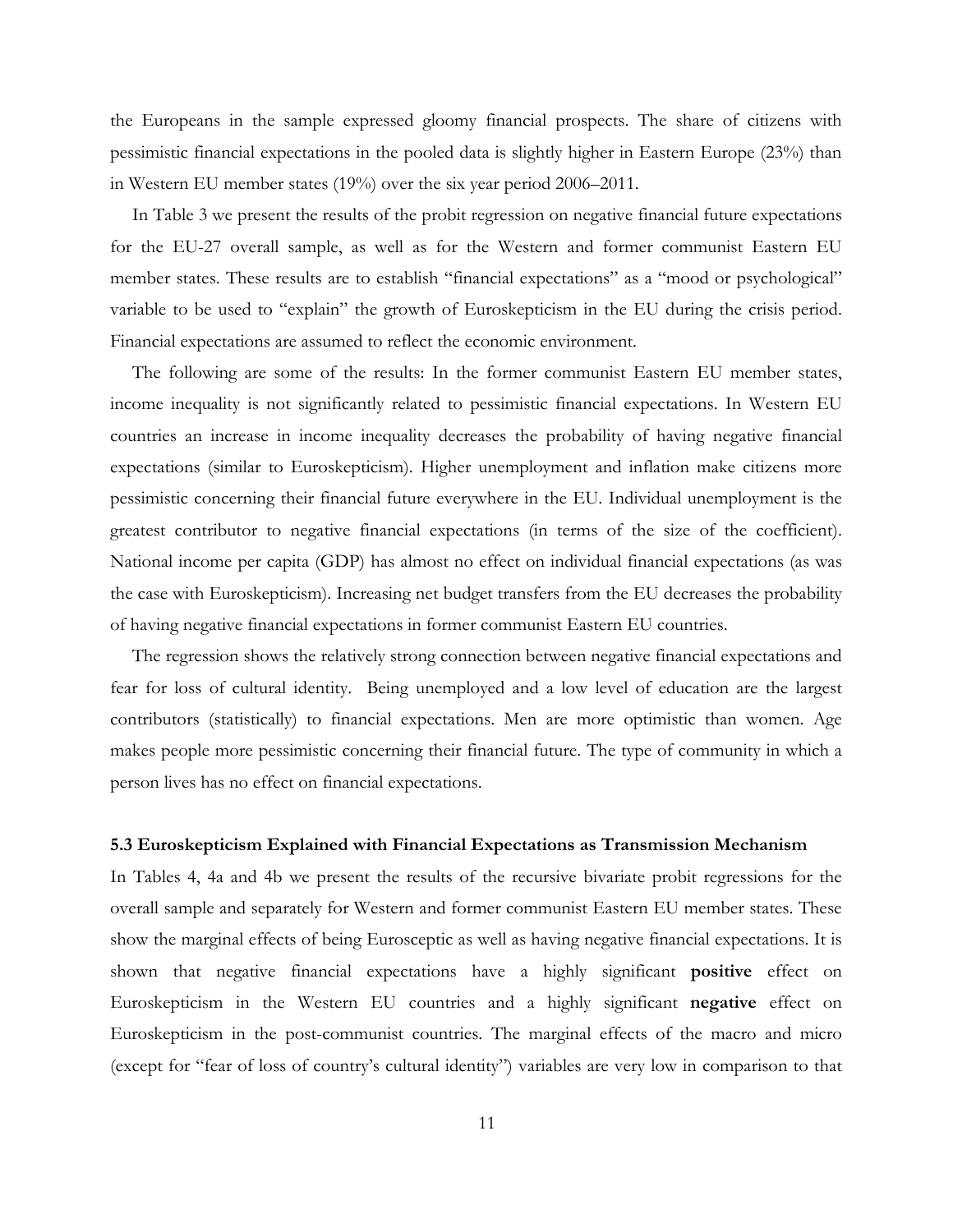the Europeans in the sample expressed gloomy financial prospects. The share of citizens with pessimistic financial expectations in the pooled data is slightly higher in Eastern Europe (23%) than in Western EU member states (19%) over the six year period 2006–2011.

In Table 3 we present the results of the probit regression on negative financial future expectations for the EU-27 overall sample, as well as for the Western and former communist Eastern EU member states. These results are to establish "financial expectations" as a "mood or psychological" variable to be used to "explain" the growth of Euroskepticism in the EU during the crisis period. Financial expectations are assumed to reflect the economic environment.

The following are some of the results: In the former communist Eastern EU member states, income inequality is not significantly related to pessimistic financial expectations. In Western EU countries an increase in income inequality decreases the probability of having negative financial expectations (similar to Euroskepticism). Higher unemployment and inflation make citizens more pessimistic concerning their financial future everywhere in the EU. Individual unemployment is the greatest contributor to negative financial expectations (in terms of the size of the coefficient). National income per capita (GDP) has almost no effect on individual financial expectations (as was the case with Euroskepticism). Increasing net budget transfers from the EU decreases the probability of having negative financial expectations in former communist Eastern EU countries.

The regression shows the relatively strong connection between negative financial expectations and fear for loss of cultural identity. Being unemployed and a low level of education are the largest contributors (statistically) to financial expectations. Men are more optimistic than women. Age makes people more pessimistic concerning their financial future. The type of community in which a person lives has no effect on financial expectations.

### 5.3 Euroskepticism Explained with Financial Expectations as Transmission Mechanism

In Tables 4, 4a and 4b we present the results of the recursive bivariate probit regressions for the overall sample and separately for Western and former communist Eastern EU member states. These show the marginal effects of being Eurosceptic as well as having negative financial expectations. It is shown that negative financial expectations have a highly significant **positive** effect on Euroskepticism in the Western EU countries and a highly significant **negative** effect on Euroskepticism in the post-communist countries. The marginal effects of the macro and micro (except for "fear of loss of country's cultural identity") variables are very low in comparison to that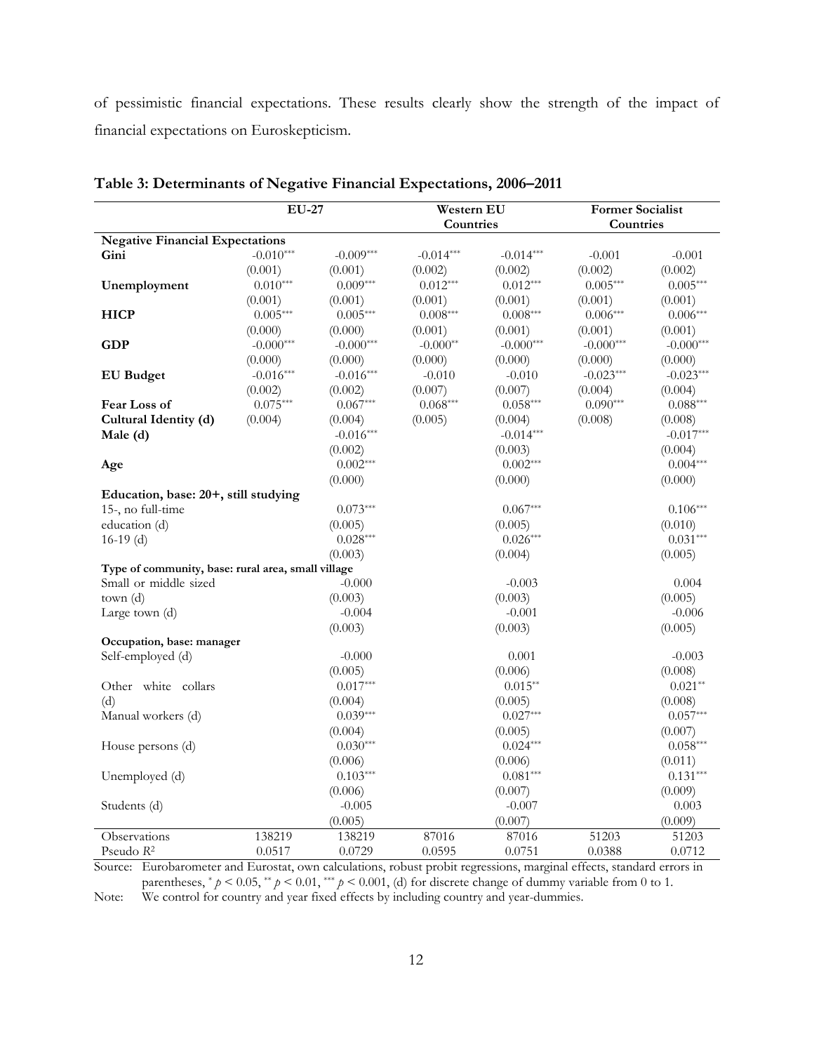of pessimistic financial expectations. These results clearly show the strength of the impact of financial expectations on Euroskepticism.

**Table 3: Determinants of Negative Financial Expectations, 2006–2011**

| | EU-27 | | Western EU Countries | | Former Socialist Countries | |
|---|---|---|---|---|---|---|
| **Negative Financial Expectations** | | | | | | |
| **Gini** | -0.010*** | -0.009*** | -0.014*** | -0.014*** | -0.001 | -0.001 |
| | (0.001) | (0.001) | (0.002) | (0.002) | (0.002) | (0.002) |
| **Unemployment** | 0.010*** | 0.009*** | 0.012*** | 0.012*** | 0.005*** | 0.005*** |
| | (0.001) | (0.001) | (0.001) | (0.001) | (0.001) | (0.001) |
| **HICP** | 0.005*** | 0.005*** | 0.008*** | 0.008*** | 0.006*** | 0.006*** |
| | (0.000) | (0.000) | (0.001) | (0.001) | (0.001) | (0.001) |
| **GDP** | -0.000*** | -0.000*** | -0.000** | -0.000*** | -0.000*** | -0.000*** |
| | (0.000) | (0.000) | (0.000) | (0.000) | (0.000) | (0.000) |
| **EU Budget** | -0.016*** | -0.016*** | -0.010 | -0.010 | -0.023*** | -0.023*** |
| | (0.002) | (0.002) | (0.007) | (0.007) | (0.004) | (0.004) |
| **Fear Loss of Cultural Identity (d)** | 0.075*** | 0.067*** | 0.068*** | 0.058*** | 0.090*** | 0.088*** |
| | (0.004) | (0.004) | (0.005) | (0.004) | (0.008) | (0.008) |
| **Male (d)** | | -0.016*** | | -0.014*** | | -0.017*** |
| | | (0.002) | | (0.003) | | (0.004) |
| **Age** | | 0.002*** | | 0.002*** | | 0.004*** |
| | | (0.000) | | (0.000) | | (0.000) |
| **Education, base: 20+, still studying** | | | | | | |
| 15-, no full-time education (d) | | 0.073*** | | 0.067*** | | 0.106*** |
| | | (0.005) | | (0.005) | | (0.010) |
| 16-19 (d) | | 0.028*** | | 0.026*** | | 0.031*** |
| | | (0.003) | | (0.004) | | (0.005) |
| **Type of community, base: rural area, small village** | | | | | | |
| Small or middle sized town (d) | | -0.000 | | -0.003 | | 0.004 |
| | | (0.003) | | (0.003) | | (0.005) |
| Large town (d) | | -0.004 | | -0.001 | | -0.006 |
| | | (0.003) | | (0.003) | | (0.005) |
| **Occupation, base: manager** | | | | | | |
| Self-employed (d) | | -0.000 | | 0.001 | | -0.003 |
| | | (0.005) | | (0.006) | | (0.008) |
| Other white collars (d) | | 0.017*** | | 0.015** | | 0.021** |
| | | (0.004) | | (0.005) | | (0.008) |
| Manual workers (d) | | 0.039*** | | 0.027*** | | 0.057*** |
| | | (0.004) | | (0.005) | | (0.007) |
| House persons (d) | | 0.030*** | | 0.024*** | | 0.058*** |
| | | (0.006) | | (0.006) | | (0.011) |
| Unemployed (d) | | 0.103*** | | 0.081*** | | 0.131*** |
| | | (0.006) | | (0.007) | | (0.009) |
| Students (d) | | -0.005 | | -0.007 | | 0.003 |
| | | (0.005) | | (0.007) | | (0.009) |
| Observations | 138219 | 138219 | 87016 | 87016 | 51203 | 51203 |
| Pseudo $R^2$ | 0.0517 | 0.0729 | 0.0595 | 0.0751 | 0.0388 | 0.0712 |

Source: Eurobarometer and Eurostat, own calculations, robust probit regressions, marginal effects, standard errors in parentheses, * $p < 0.05$, ** $p < 0.01$, *** $p < 0.001$, (d) for discrete change of dummy variable from 0 to 1.

Note: We control for country and year fixed effects by including country and year-dummies.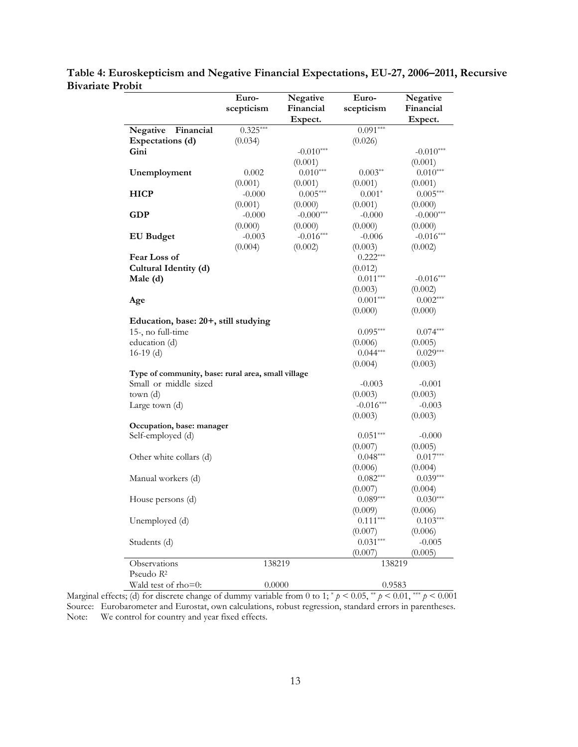**Table 4: Euroskepticism and Negative Financial Expectations, EU-27, 2006–2011, Recursive Bivariate Probit**

| | Euro-scepticism | Negative Financial Expect. | Euro-scepticism | Negative Financial Expect. |
|---|---|---|---|---|
| **Negative Financial Expectations (d)** | 0.325*** | | 0.091*** | |
| | (0.034) | | (0.026) | |
| **Gini** | | -0.010*** | | -0.010*** |
| | | (0.001) | | (0.001) |
| **Unemployment** | 0.002 | 0.010*** | 0.003** | 0.010*** |
| | (0.001) | (0.001) | (0.001) | (0.001) |
| **HICP** | -0.000 | 0.005*** | 0.001* | 0.005*** |
| | (0.001) | (0.000) | (0.001) | (0.000) |
| **GDP** | -0.000 | -0.000*** | -0.000 | -0.000*** |
| | (0.000) | (0.000) | (0.000) | (0.000) |
| **EU Budget** | -0.003 | -0.016*** | -0.006 | -0.016*** |
| | (0.004) | (0.002) | (0.003) | (0.002) |
| **Fear Loss of Cultural Identity (d)** | | | 0.222*** | |
| | | | (0.012) | |
| **Male (d)** | | | 0.011*** | -0.016*** |
| | | | (0.003) | (0.002) |
| **Age** | | | 0.001*** | 0.002*** |
| | | | (0.000) | (0.000) |
| **Education, base: 20+, still studying** | | | | |
| 15-, no full-time education (d) | | | 0.095*** | 0.074*** |
| | | | (0.006) | (0.005) |
| 16-19 (d) | | | 0.044*** | 0.029*** |
| | | | (0.004) | (0.003) |
| **Type of community, base: rural area, small village** | | | | |
| Small or middle sized town (d) | | | -0.003 | -0.001 |
| | | | (0.003) | (0.003) |
| Large town (d) | | | -0.016*** | -0.003 |
| | | | (0.003) | (0.003) |
| **Occupation, base: manager** | | | | |
| Self-employed (d) | | | 0.051*** | -0.000 |
| | | | (0.007) | (0.005) |
| Other white collars (d) | | | 0.048*** | 0.017*** |
| | | | (0.006) | (0.004) |
| Manual workers (d) | | | 0.082*** | 0.039*** |
| | | | (0.007) | (0.004) |
| House persons (d) | | | 0.089*** | 0.030*** |
| | | | (0.009) | (0.006) |
| Unemployed (d) | | | 0.111*** | 0.103*** |
| | | | (0.007) | (0.006) |
| Students (d) | | | 0.031*** | -0.005 |
| | | | (0.007) | (0.005) |
| Observations | 138219 | | 138219 | |
| Pseudo $R^2$ | | | | |
| Wald test of rho=0: | 0.0000 | | 0.9583 | |

Marginal effects; (d) for discrete change of dummy variable from 0 to 1; * $p < 0.05$, ** $p < 0.01$, *** $p < 0.001$

Source: Eurobarometer and Eurostat, own calculations, robust regression, standard errors in parentheses.

Note: We control for country and year fixed effects.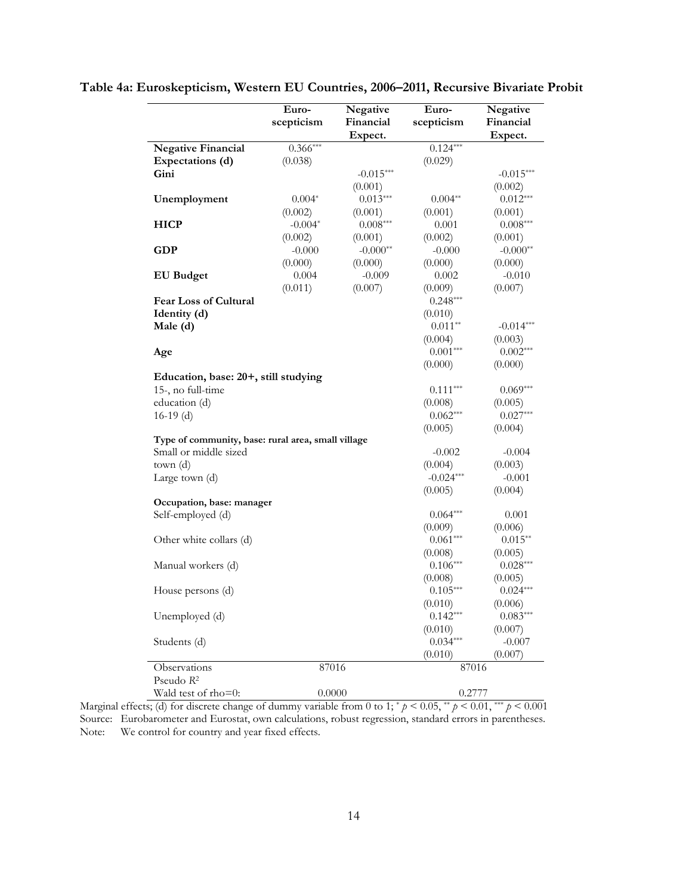**Table 4a: Euroskepticism, Western EU Countries, 2006–2011, Recursive Bivariate Probit**

| | Euro-scepticism | Negative Financial Expect. | Euro-scepticism | Negative Financial Expect. |
|---|---|---|---|---|
| **Negative Financial Expectations (d)** | 0.366*** | | 0.124*** | |
| | (0.038) | | (0.029) | |
| **Gini** | | -0.015*** | | -0.015*** |
| | | (0.001) | | (0.002) |
| **Unemployment** | 0.004* | 0.013*** | 0.004** | 0.012*** |
| | (0.002) | (0.001) | (0.001) | (0.001) |
| **HICP** | -0.004* | 0.008*** | 0.001 | 0.008*** |
| | (0.002) | (0.001) | (0.002) | (0.001) |
| **GDP** | -0.000 | -0.000** | -0.000 | -0.000** |
| | (0.000) | (0.000) | (0.000) | (0.000) |
| **EU Budget** | 0.004 | -0.009 | 0.002 | -0.010 |
| | (0.011) | (0.007) | (0.009) | (0.007) |
| **Fear Loss of Cultural Identity (d)** | | | 0.248*** | |
| | | | (0.010) | |
| **Male (d)** | | | 0.011** | -0.014*** |
| | | | (0.004) | (0.003) |
| **Age** | | | 0.001*** | 0.002*** |
| | | | (0.000) | (0.000) |
| **Education, base: 20+, still studying** | | | | |
| 15-, no full-time education (d) | | | 0.111*** | 0.069*** |
| | | | (0.008) | (0.005) |
| 16-19 (d) | | | 0.062*** | 0.027*** |
| | | | (0.005) | (0.004) |
| **Type of community, base: rural area, small village** | | | | |
| Small or middle sized town (d) | | | -0.002 | -0.004 |
| | | | (0.004) | (0.003) |
| Large town (d) | | | -0.024*** | -0.001 |
| | | | (0.005) | (0.004) |
| **Occupation, base: manager** | | | | |
| Self-employed (d) | | | 0.064*** | 0.001 |
| | | | (0.009) | (0.006) |
| Other white collars (d) | | | 0.061*** | 0.015** |
| | | | (0.008) | (0.005) |
| Manual workers (d) | | | 0.106*** | 0.028*** |
| | | | (0.008) | (0.005) |
| House persons (d) | | | 0.105*** | 0.024*** |
| | | | (0.010) | (0.006) |
| Unemployed (d) | | | 0.142*** | 0.083*** |
| | | | (0.010) | (0.007) |
| Students (d) | | | 0.034*** | -0.007 |
| | | | (0.010) | (0.007) |
| Observations | 87016 | | 87016 | |
| Pseudo $R^2$ | | | | |
| Wald test of rho=0: | 0.0000 | | 0.2777 | |

Marginal effects; (d) for discrete change of dummy variable from 0 to 1; * $p < 0.05$, ** $p < 0.01$, *** $p < 0.001$

Source: Eurobarometer and Eurostat, own calculations, robust regression, standard errors in parentheses.

Note: We control for country and year fixed effects.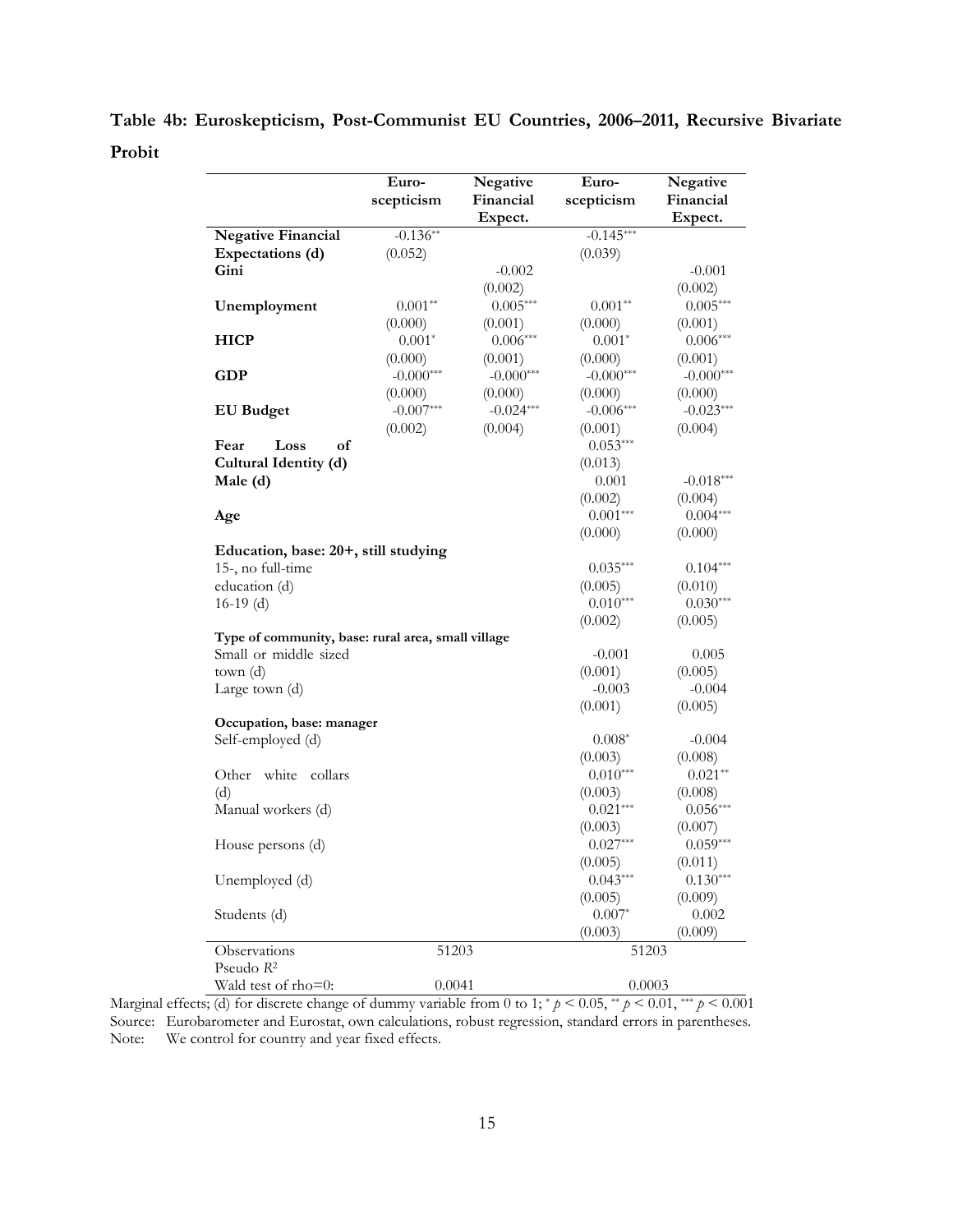**Table 4b: Euroskepticism, Post-Communist EU Countries, 2006–2011, Recursive Bivariate Probit**

| | Euro-scepticism | Negative Financial Expect. | Euro-scepticism | Negative Financial Expect. |
|---|---|---|---|---|
| **Negative Financial Expectations (d)** | -0.136** | | -0.145*** | |
| | (0.052) | | (0.039) | |
| **Gini** | | -0.002 | | -0.001 |
| | | (0.002) | | (0.002) |
| **Unemployment** | 0.001** | 0.005*** | 0.001** | 0.005*** |
| | (0.000) | (0.001) | (0.000) | (0.001) |
| **HICP** | 0.001* | 0.006*** | 0.001* | 0.006*** |
| | (0.000) | (0.001) | (0.000) | (0.001) |
| **GDP** | -0.000*** | -0.000*** | -0.000*** | -0.000*** |
| | (0.000) | (0.000) | (0.000) | (0.000) |
| **EU Budget** | -0.007*** | -0.024*** | -0.006*** | -0.023*** |
| | (0.002) | (0.004) | (0.001) | (0.004) |
| **Fear Loss of Cultural Identity (d)** | | | 0.053*** | |
| | | | (0.013) | |
| **Male (d)** | | | 0.001 | -0.018*** |
| | | | (0.002) | (0.004) |
| **Age** | | | 0.001*** | 0.004*** |
| | | | (0.000) | (0.000) |
| **Education, base: 20+, still studying** | | | | |
| 15-, no full-time education (d) | | | 0.035*** | 0.104*** |
| | | | (0.005) | (0.010) |
| 16-19 (d) | | | 0.010*** | 0.030*** |
| | | | (0.002) | (0.005) |
| **Type of community, base: rural area, small village** | | | | |
| Small or middle sized town (d) | | | -0.001 | 0.005 |
| | | | (0.001) | (0.005) |
| Large town (d) | | | -0.003 | -0.004 |
| | | | (0.001) | (0.005) |
| **Occupation, base: manager** | | | | |
| Self-employed (d) | | | 0.008* | -0.004 |
| | | | (0.003) | (0.008) |
| Other white collars (d) | | | 0.010*** | 0.021** |
| | | | (0.003) | (0.008) |
| Manual workers (d) | | | 0.021*** | 0.056*** |
| | | | (0.003) | (0.007) |
| House persons (d) | | | 0.027*** | 0.059*** |
| | | | (0.005) | (0.011) |
| Unemployed (d) | | | 0.043*** | 0.130*** |
| | | | (0.005) | (0.009) |
| Students (d) | | | 0.007* | 0.002 |
| | | | (0.003) | (0.009) |
| Observations | 51203 | | 51203 | |
| Pseudo $R^2$ | | | | |
| Wald test of rho=0: | 0.0041 | | 0.0003 | |

Marginal effects; (d) for discrete change of dummy variable from 0 to 1; * $p < 0.05$, ** $p < 0.01$, *** $p < 0.001$

Source: Eurobarometer and Eurostat, own calculations, robust regression, standard errors in parentheses.

Note: We control for country and year fixed effects.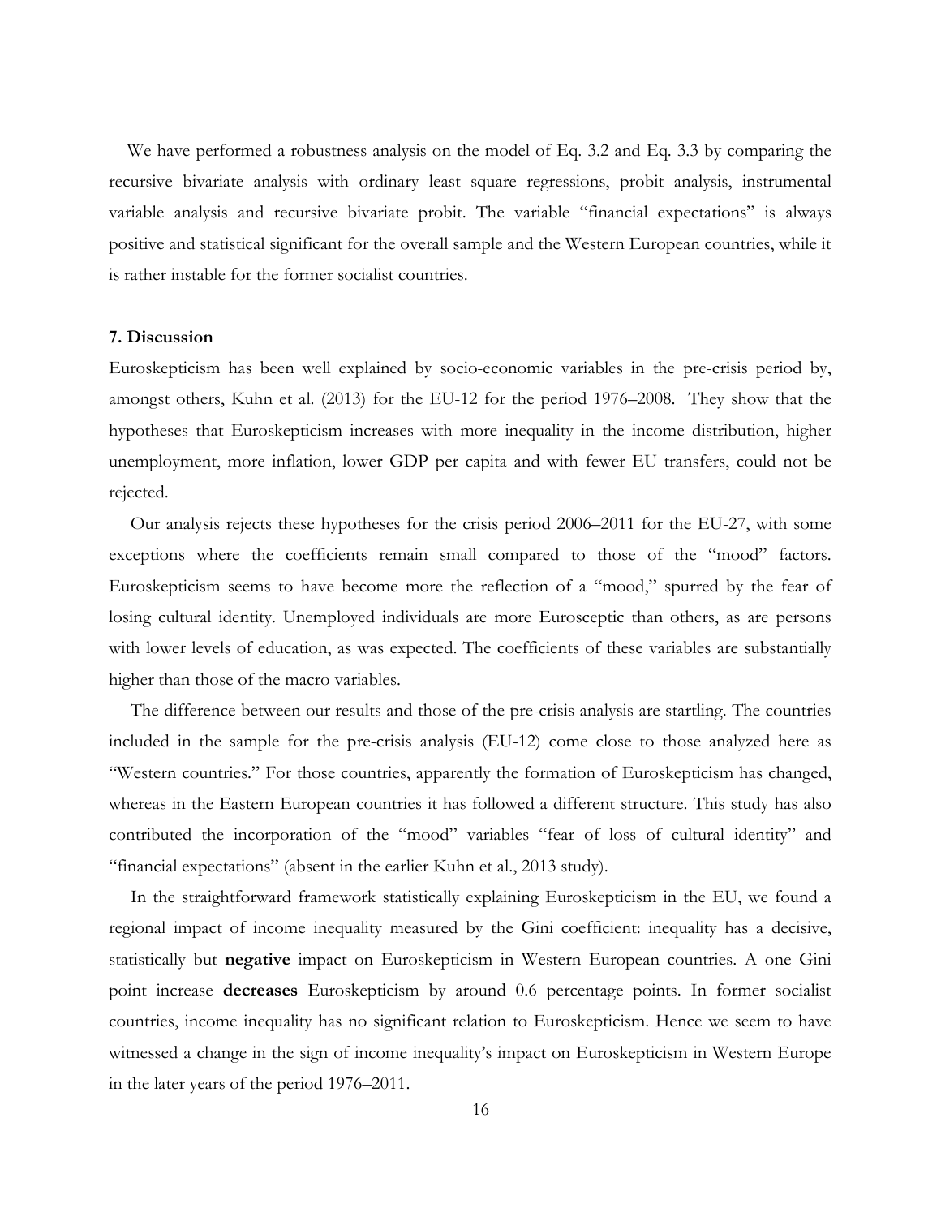We have performed a robustness analysis on the model of Eq. 3.2 and Eq. 3.3 by comparing the recursive bivariate analysis with ordinary least square regressions, probit analysis, instrumental variable analysis and recursive bivariate probit. The variable "financial expectations" is always positive and statistical significant for the overall sample and the Western European countries, while it is rather instable for the former socialist countries.

**7. Discussion**

Euroskepticism has been well explained by socio-economic variables in the pre-crisis period by, amongst others, Kuhn et al. (2013) for the EU-12 for the period 1976–2008. They show that the hypotheses that Euroskepticism increases with more inequality in the income distribution, higher unemployment, more inflation, lower GDP per capita and with fewer EU transfers, could not be rejected.

Our analysis rejects these hypotheses for the crisis period 2006–2011 for the EU-27, with some exceptions where the coefficients remain small compared to those of the "mood" factors. Euroskepticism seems to have become more the reflection of a "mood," spurred by the fear of losing cultural identity. Unemployed individuals are more Eurosceptic than others, as are persons with lower levels of education, as was expected. The coefficients of these variables are substantially higher than those of the macro variables.

The difference between our results and those of the pre-crisis analysis are startling. The countries included in the sample for the pre-crisis analysis (EU-12) come close to those analyzed here as "Western countries." For those countries, apparently the formation of Euroskepticism has changed, whereas in the Eastern European countries it has followed a different structure. This study has also contributed the incorporation of the "mood" variables "fear of loss of cultural identity" and "financial expectations" (absent in the earlier Kuhn et al., 2013 study).

In the straightforward framework statistically explaining Euroskepticism in the EU, we found a regional impact of income inequality measured by the Gini coefficient: inequality has a decisive, statistically but **negative** impact on Euroskepticism in Western European countries. A one Gini point increase **decreases** Euroskepticism by around 0.6 percentage points. In former socialist countries, income inequality has no significant relation to Euroskepticism. Hence we seem to have witnessed a change in the sign of income inequality's impact on Euroskepticism in Western Europe in the later years of the period 1976–2011.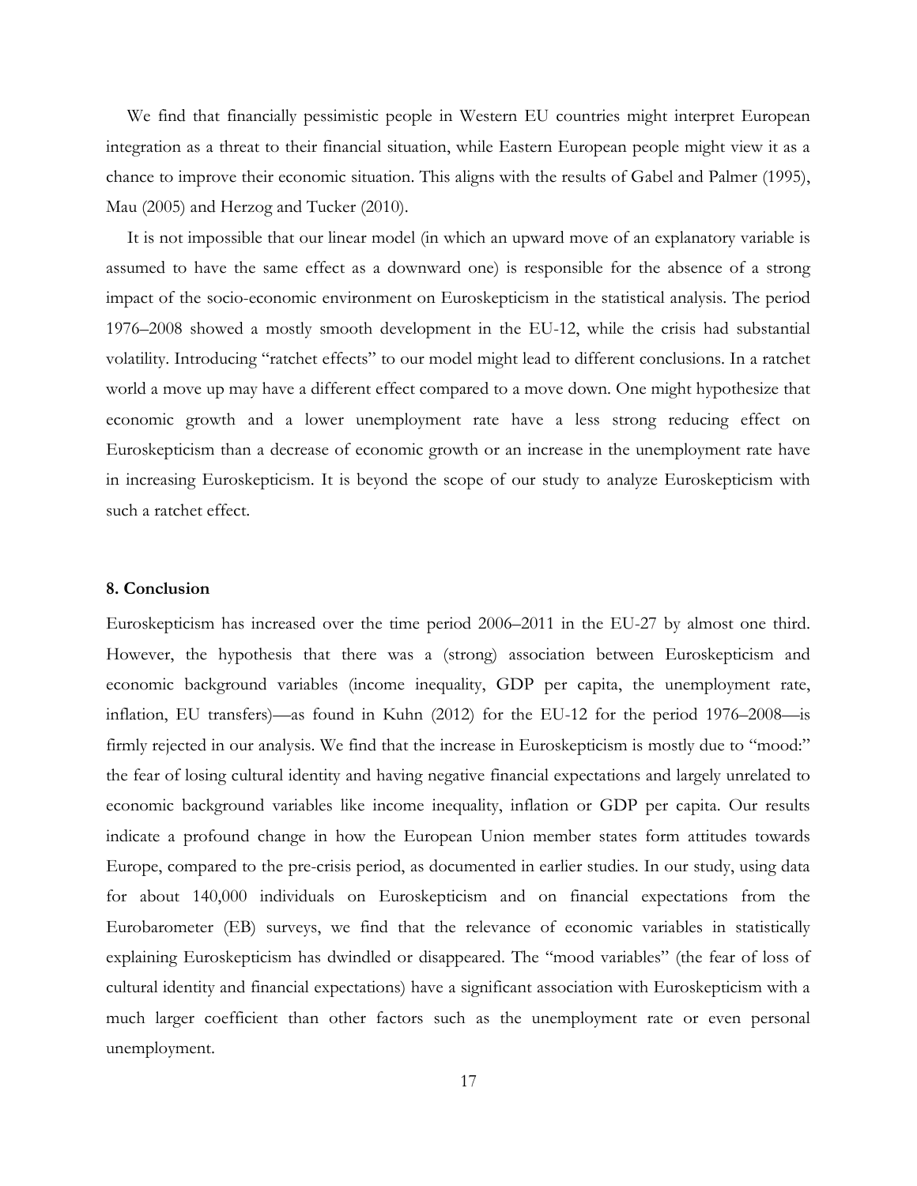We find that financially pessimistic people in Western EU countries might interpret European integration as a threat to their financial situation, while Eastern European people might view it as a chance to improve their economic situation. This aligns with the results of Gabel and Palmer (1995), Mau (2005) and Herzog and Tucker (2010).

It is not impossible that our linear model (in which an upward move of an explanatory variable is assumed to have the same effect as a downward one) is responsible for the absence of a strong impact of the socio-economic environment on Euroskepticism in the statistical analysis. The period 1976–2008 showed a mostly smooth development in the EU-12, while the crisis had substantial volatility. Introducing "ratchet effects" to our model might lead to different conclusions. In a ratchet world a move up may have a different effect compared to a move down. One might hypothesize that economic growth and a lower unemployment rate have a less strong reducing effect on Euroskepticism than a decrease of economic growth or an increase in the unemployment rate have in increasing Euroskepticism. It is beyond the scope of our study to analyze Euroskepticism with such a ratchet effect.

## 8. Conclusion

Euroskepticism has increased over the time period 2006–2011 in the EU-27 by almost one third. However, the hypothesis that there was a (strong) association between Euroskepticism and economic background variables (income inequality, GDP per capita, the unemployment rate, inflation, EU transfers)—as found in Kuhn (2012) for the EU-12 for the period 1976–2008—is firmly rejected in our analysis. We find that the increase in Euroskepticism is mostly due to "mood:" the fear of losing cultural identity and having negative financial expectations and largely unrelated to economic background variables like income inequality, inflation or GDP per capita. Our results indicate a profound change in how the European Union member states form attitudes towards Europe, compared to the pre-crisis period, as documented in earlier studies. In our study, using data for about 140,000 individuals on Euroskepticism and on financial expectations from the Eurobarometer (EB) surveys, we find that the relevance of economic variables in statistically explaining Euroskepticism has dwindled or disappeared. The "mood variables" (the fear of loss of cultural identity and financial expectations) have a significant association with Euroskepticism with a much larger coefficient than other factors such as the unemployment rate or even personal unemployment.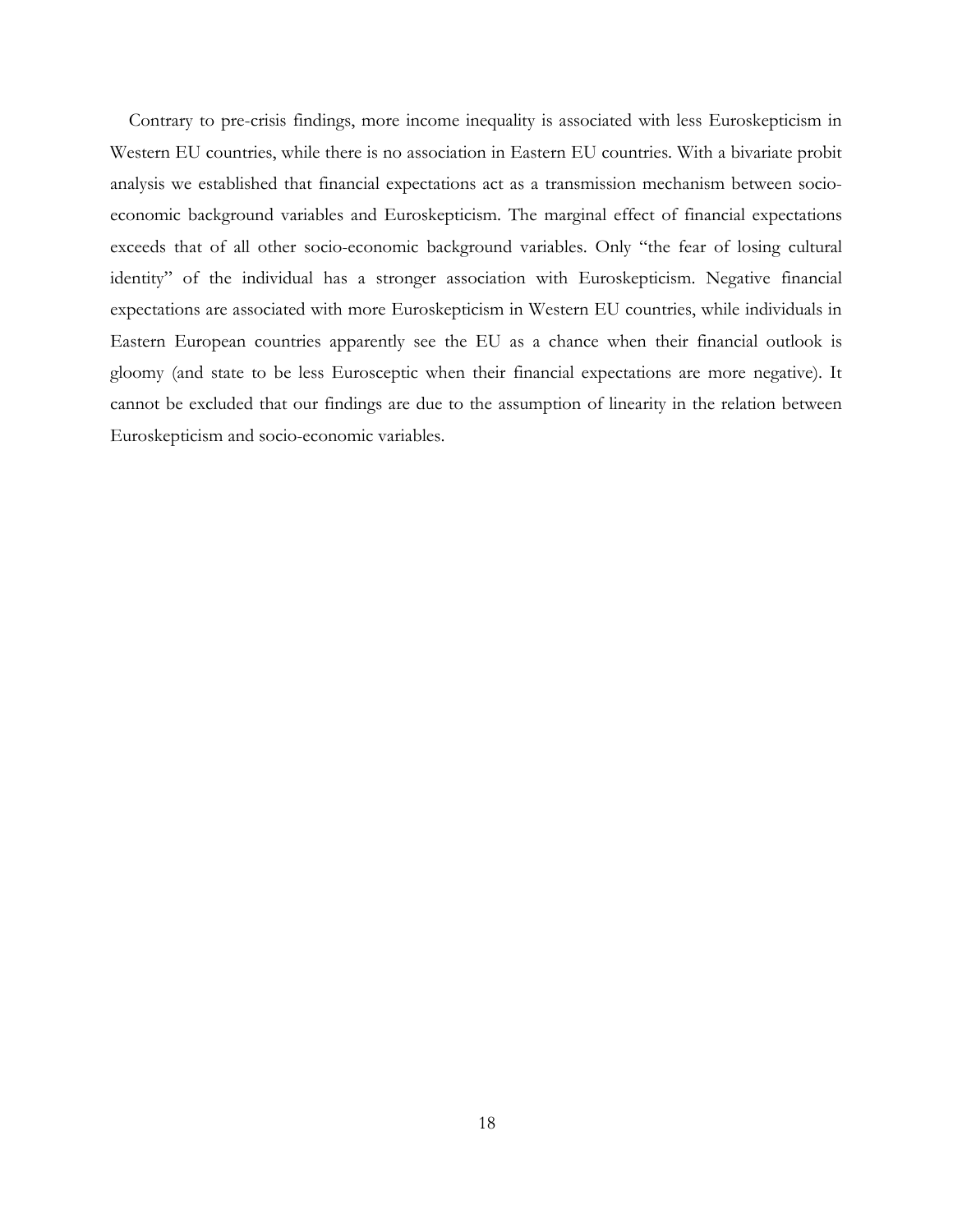Contrary to pre-crisis findings, more income inequality is associated with less Euroskepticism in Western EU countries, while there is no association in Eastern EU countries. With a bivariate probit analysis we established that financial expectations act as a transmission mechanism between socio-economic background variables and Euroskepticism. The marginal effect of financial expectations exceeds that of all other socio-economic background variables. Only "the fear of losing cultural identity" of the individual has a stronger association with Euroskepticism. Negative financial expectations are associated with more Euroskepticism in Western EU countries, while individuals in Eastern European countries apparently see the EU as a chance when their financial outlook is gloomy (and state to be less Eurosceptic when their financial expectations are more negative). It cannot be excluded that our findings are due to the assumption of linearity in the relation between Euroskepticism and socio-economic variables.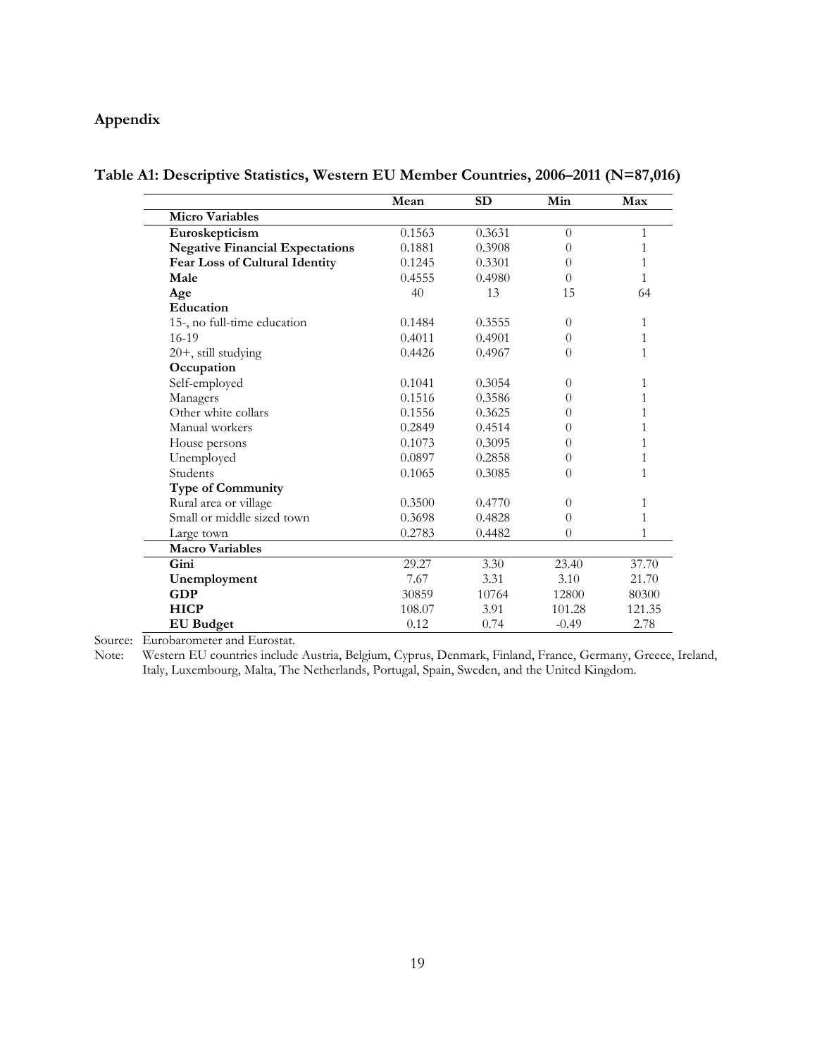## Appendix

**Table A1: Descriptive Statistics, Western EU Member Countries, 2006–2011 (N=87,016)**

| | Mean | SD | Min | Max |
|---|---|---|---|---|
| **Micro Variables** | | | | |
| **Euroskepticism** | 0.1563 | 0.3631 | 0 | 1 |
| **Negative Financial Expectations** | 0.1881 | 0.3908 | 0 | 1 |
| **Fear Loss of Cultural Identity** | 0.1245 | 0.3301 | 0 | 1 |
| **Male** | 0.4555 | 0.4980 | 0 | 1 |
| **Age** | 40 | 13 | 15 | 64 |
| **Education** | | | | |
| 15-, no full-time education | 0.1484 | 0.3555 | 0 | 1 |
| 16-19 | 0.4011 | 0.4901 | 0 | 1 |
| 20+, still studying | 0.4426 | 0.4967 | 0 | 1 |
| **Occupation** | | | | |
| Self-employed | 0.1041 | 0.3054 | 0 | 1 |
| Managers | 0.1516 | 0.3586 | 0 | 1 |
| Other white collars | 0.1556 | 0.3625 | 0 | 1 |
| Manual workers | 0.2849 | 0.4514 | 0 | 1 |
| House persons | 0.1073 | 0.3095 | 0 | 1 |
| Unemployed | 0.0897 | 0.2858 | 0 | 1 |
| Students | 0.1065 | 0.3085 | 0 | 1 |
| **Type of Community** | | | | |
| Rural area or village | 0.3500 | 0.4770 | 0 | 1 |
| Small or middle sized town | 0.3698 | 0.4828 | 0 | 1 |
| Large town | 0.2783 | 0.4482 | 0 | 1 |
| **Macro Variables** | | | | |
| **Gini** | 29.27 | 3.30 | 23.40 | 37.70 |
| **Unemployment** | 7.67 | 3.31 | 3.10 | 21.70 |
| **GDP** | 30859 | 10764 | 12800 | 80300 |
| **HICP** | 108.07 | 3.91 | 101.28 | 121.35 |
| **EU Budget** | 0.12 | 0.74 | -0.49 | 2.78 |

Source: Eurobarometer and Eurostat.

Note: Western EU countries include Austria, Belgium, Cyprus, Denmark, Finland, France, Germany, Greece, Ireland, Italy, Luxembourg, Malta, The Netherlands, Portugal, Spain, Sweden, and the United Kingdom.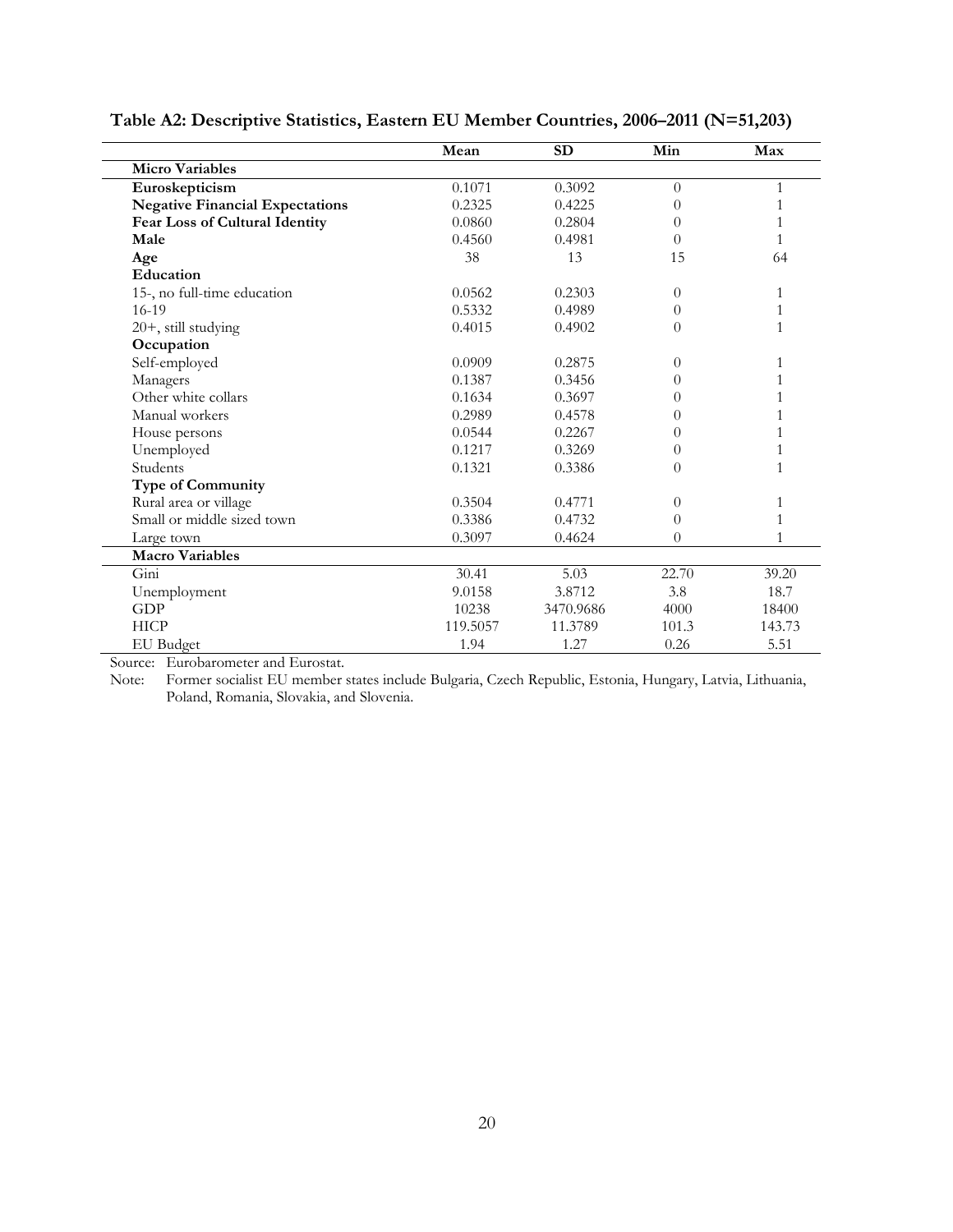**Table A2: Descriptive Statistics, Eastern EU Member Countries, 2006–2011 (N=51,203)**

| | Mean | SD | Min | Max |
|---|---|---|---|---|
| **Micro Variables** | | | | |
| **Euroskepticism** | 0.1071 | 0.3092 | 0 | 1 |
| **Negative Financial Expectations** | 0.2325 | 0.4225 | 0 | 1 |
| **Fear Loss of Cultural Identity** | 0.0860 | 0.2804 | 0 | 1 |
| **Male** | 0.4560 | 0.4981 | 0 | 1 |
| **Age** | 38 | 13 | 15 | 64 |
| **Education** | | | | |
| 15-, no full-time education | 0.0562 | 0.2303 | 0 | 1 |
| 16-19 | 0.5332 | 0.4989 | 0 | 1 |
| 20+, still studying | 0.4015 | 0.4902 | 0 | 1 |
| **Occupation** | | | | |
| Self-employed | 0.0909 | 0.2875 | 0 | 1 |
| Managers | 0.1387 | 0.3456 | 0 | 1 |
| Other white collars | 0.1634 | 0.3697 | 0 | 1 |
| Manual workers | 0.2989 | 0.4578 | 0 | 1 |
| House persons | 0.0544 | 0.2267 | 0 | 1 |
| Unemployed | 0.1217 | 0.3269 | 0 | 1 |
| Students | 0.1321 | 0.3386 | 0 | 1 |
| **Type of Community** | | | | |
| Rural area or village | 0.3504 | 0.4771 | 0 | 1 |
| Small or middle sized town | 0.3386 | 0.4732 | 0 | 1 |
| Large town | 0.3097 | 0.4624 | 0 | 1 |
| **Macro Variables** | | | | |
| Gini | 30.41 | 5.03 | 22.70 | 39.20 |
| Unemployment | 9.0158 | 3.8712 | 3.8 | 18.7 |
| GDP | 10238 | 3470.9686 | 4000 | 18400 |
| HICP | 119.5057 | 11.3789 | 101.3 | 143.73 |
| EU Budget | 1.94 | 1.27 | 0.26 | 5.51 |

Source: Eurobarometer and Eurostat.

Note: Former socialist EU member states include Bulgaria, Czech Republic, Estonia, Hungary, Latvia, Lithuania, Poland, Romania, Slovakia, and Slovenia.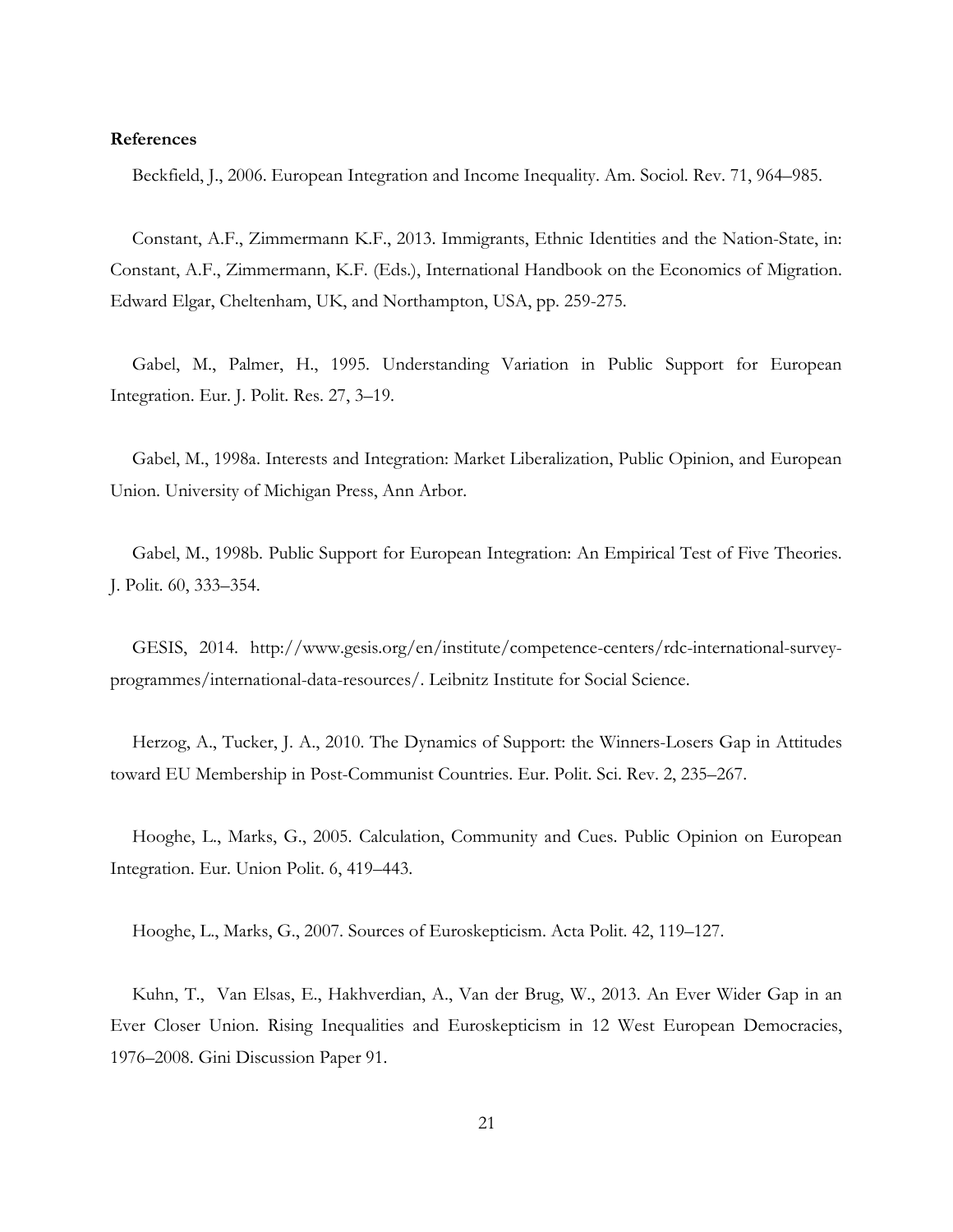**References**

Beckfield, J., 2006. European Integration and Income Inequality. Am. Sociol. Rev. 71, 964–985.

Constant, A.F., Zimmermann K.F., 2013. Immigrants, Ethnic Identities and the Nation-State, in: Constant, A.F., Zimmermann, K.F. (Eds.), International Handbook on the Economics of Migration. Edward Elgar, Cheltenham, UK, and Northampton, USA, pp. 259-275.

Gabel, M., Palmer, H., 1995. Understanding Variation in Public Support for European Integration. Eur. J. Polit. Res. 27, 3–19.

Gabel, M., 1998a. Interests and Integration: Market Liberalization, Public Opinion, and European Union. University of Michigan Press, Ann Arbor.

Gabel, M., 1998b. Public Support for European Integration: An Empirical Test of Five Theories. J. Polit. 60, 333–354.

GESIS, 2014. http://www.gesis.org/en/institute/competence-centers/rdc-international-survey-programmes/international-data-resources/. Leibnitz Institute for Social Science.

Herzog, A., Tucker, J. A., 2010. The Dynamics of Support: the Winners-Losers Gap in Attitudes toward EU Membership in Post-Communist Countries. Eur. Polit. Sci. Rev. 2, 235–267.

Hooghe, L., Marks, G., 2005. Calculation, Community and Cues. Public Opinion on European Integration. Eur. Union Polit. 6, 419–443.

Hooghe, L., Marks, G., 2007. Sources of Euroskepticism. Acta Polit. 42, 119–127.

Kuhn, T., Van Elsas, E., Hakhverdian, A., Van der Brug, W., 2013. An Ever Wider Gap in an Ever Closer Union. Rising Inequalities and Euroskepticism in 12 West European Democracies, 1976–2008. Gini Discussion Paper 91.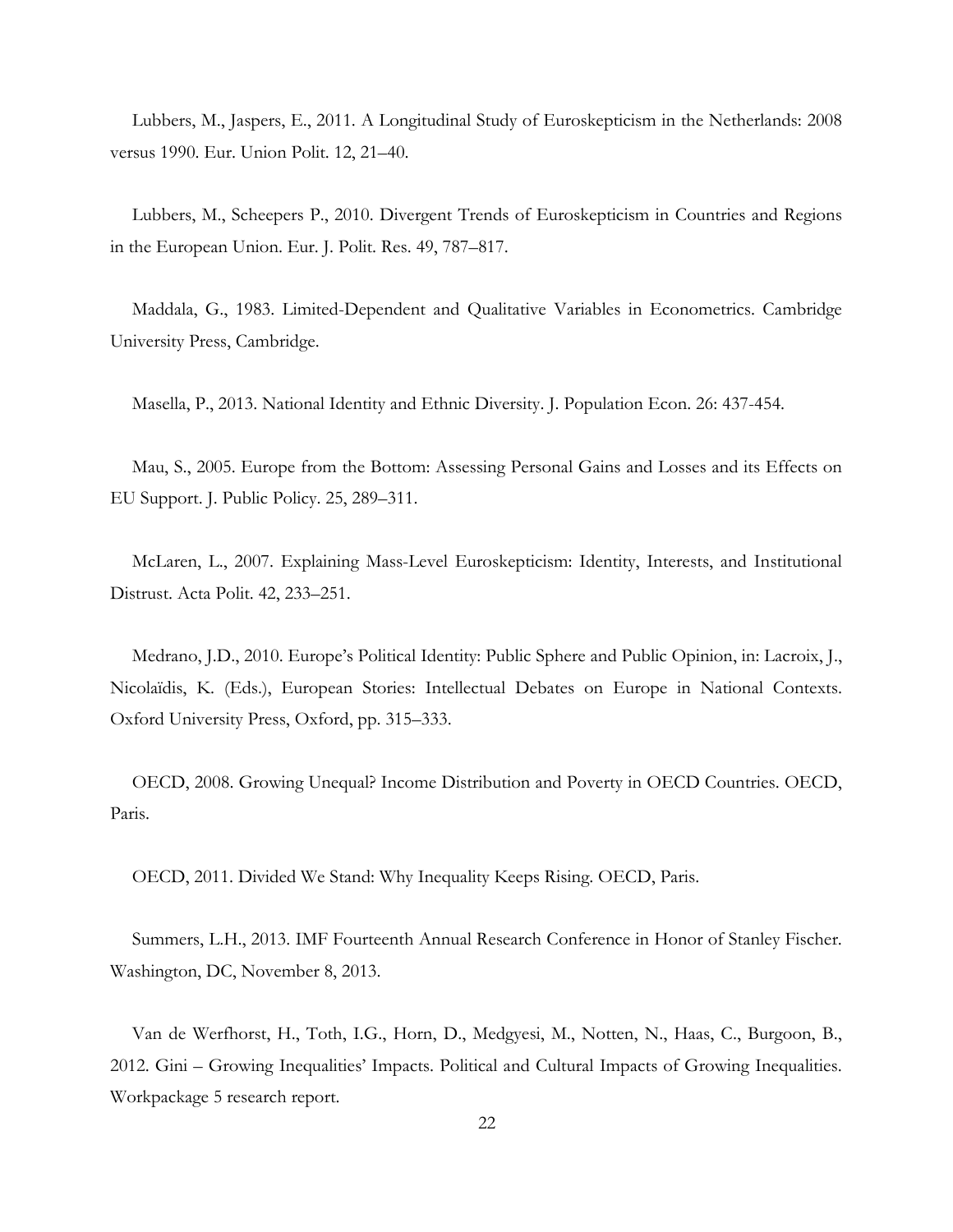Lubbers, M., Jaspers, E., 2011. A Longitudinal Study of Euroskepticism in the Netherlands: 2008 versus 1990. Eur. Union Polit. 12, 21–40.

Lubbers, M., Scheepers P., 2010. Divergent Trends of Euroskepticism in Countries and Regions in the European Union. Eur. J. Polit. Res. 49, 787–817.

Maddala, G., 1983. Limited-Dependent and Qualitative Variables in Econometrics. Cambridge University Press, Cambridge.

Masella, P., 2013. National Identity and Ethnic Diversity. J. Population Econ. 26: 437-454.

Mau, S., 2005. Europe from the Bottom: Assessing Personal Gains and Losses and its Effects on EU Support. J. Public Policy. 25, 289–311.

McLaren, L., 2007. Explaining Mass-Level Euroskepticism: Identity, Interests, and Institutional Distrust. Acta Polit. 42, 233–251.

Medrano, J.D., 2010. Europe's Political Identity: Public Sphere and Public Opinion, in: Lacroix, J., Nicolaïdis, K. (Eds.), European Stories: Intellectual Debates on Europe in National Contexts. Oxford University Press, Oxford, pp. 315–333.

OECD, 2008. Growing Unequal? Income Distribution and Poverty in OECD Countries. OECD, Paris.

OECD, 2011. Divided We Stand: Why Inequality Keeps Rising. OECD, Paris.

Summers, L.H., 2013. IMF Fourteenth Annual Research Conference in Honor of Stanley Fischer. Washington, DC, November 8, 2013.

Van de Werfhorst, H., Toth, I.G., Horn, D., Medgyesi, M., Notten, N., Haas, C., Burgoon, B., 2012. Gini – Growing Inequalities' Impacts. Political and Cultural Impacts of Growing Inequalities. Workpackage 5 research report.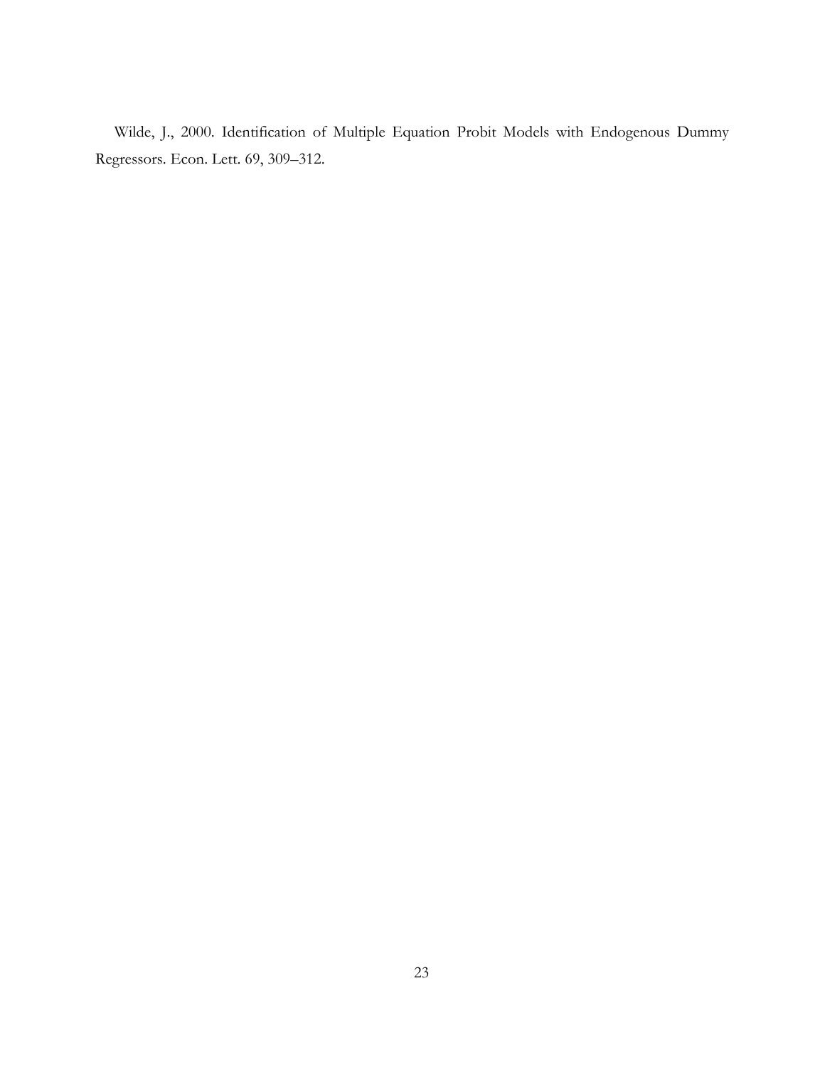Wilde, J., 2000. Identification of Multiple Equation Probit Models with Endogenous Dummy Regressors. Econ. Lett. 69, 309–312.